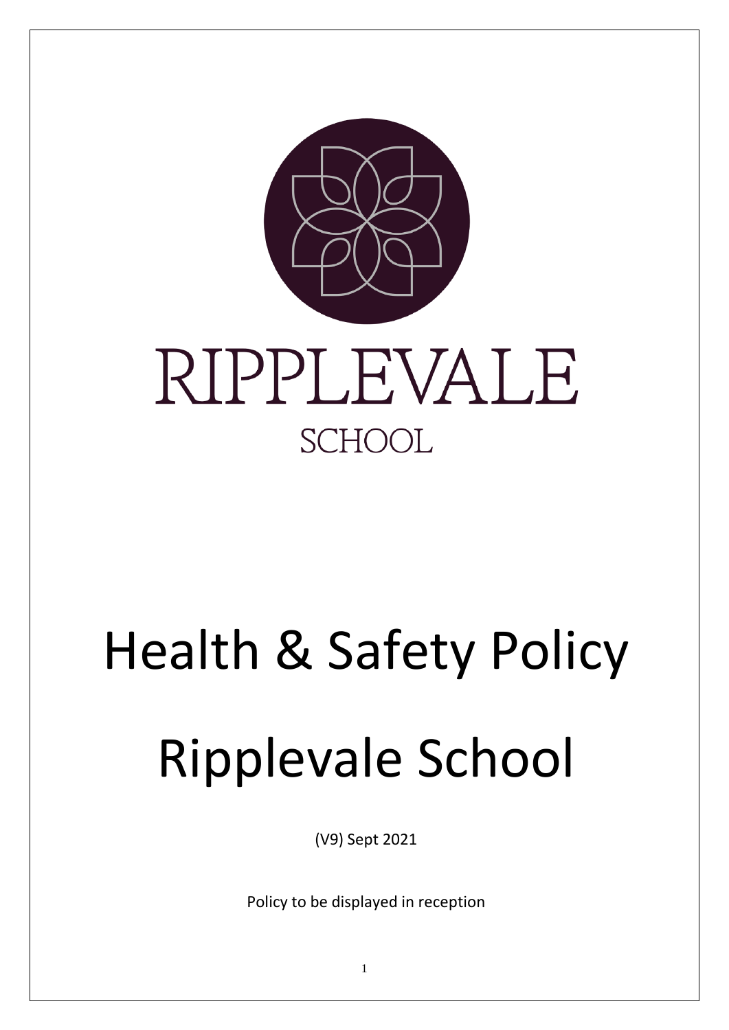RIPPLEVALE

SCHOOL

# Health & Safety Policy

# Ripplevale School

(V9) Sept 2021

Policy to be displayed in reception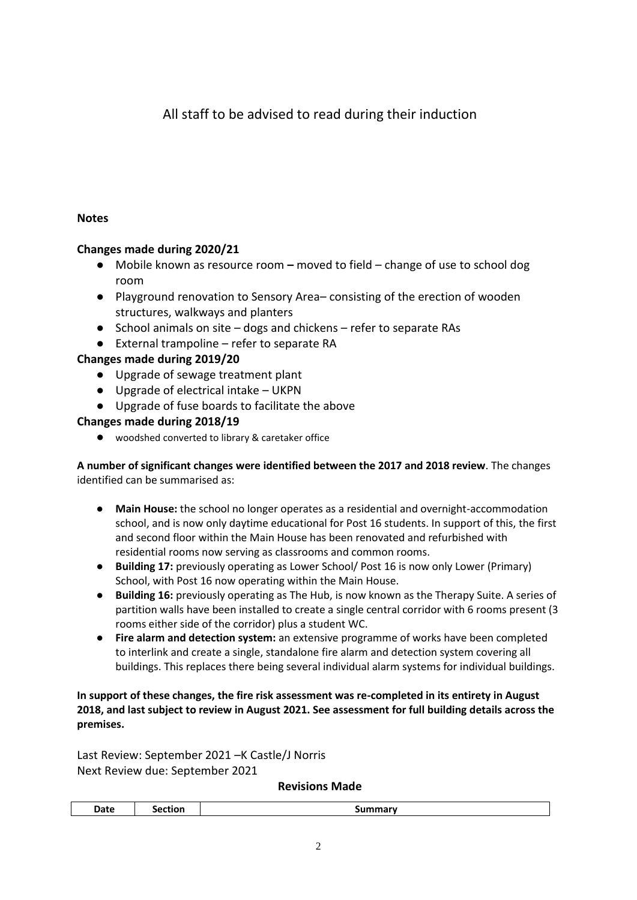All staff to be advised to read during their induction

**Notes**

**Changes made during 2020/21**

- Mobile known as resource room **–** moved to field – change of use to school dog room
- Playground renovation to Sensory Area– consisting of the erection of wooden structures, walkways and planters
- School animals on site – dogs and chickens – refer to separate RAs
- External trampoline – refer to separate RA

**Changes made during 2019/20**

- Upgrade of sewage treatment plant
- Upgrade of electrical intake – UKPN
- Upgrade of fuse boards to facilitate the above

**Changes made during 2018/19**

- woodshed converted to library & caretaker office

**A number of significant changes were identified between the 2017 and 2018 review**. The changes identified can be summarised as:

- **Main House:** the school no longer operates as a residential and overnight-accommodation school, and is now only daytime educational for Post 16 students. In support of this, the first and second floor within the Main House has been renovated and refurbished with residential rooms now serving as classrooms and common rooms.
- **Building 17:** previously operating as Lower School/ Post 16 is now only Lower (Primary) School, with Post 16 now operating within the Main House.
- **Building 16:** previously operating as The Hub, is now known as the Therapy Suite. A series of partition walls have been installed to create a single central corridor with 6 rooms present (3 rooms either side of the corridor) plus a student WC.
- **Fire alarm and detection system:** an extensive programme of works have been completed to interlink and create a single, standalone fire alarm and detection system covering all buildings. This replaces there being several individual alarm systems for individual buildings.

**In support of these changes, the fire risk assessment was re-completed in its entirety in August 2018, and last subject to review in August 2021. See assessment for full building details across the premises.**

Last Review: September 2021 –K Castle/J Norris
Next Review due: September 2021

**Revisions Made**

| Date | Section | Summary |
|---|---|---|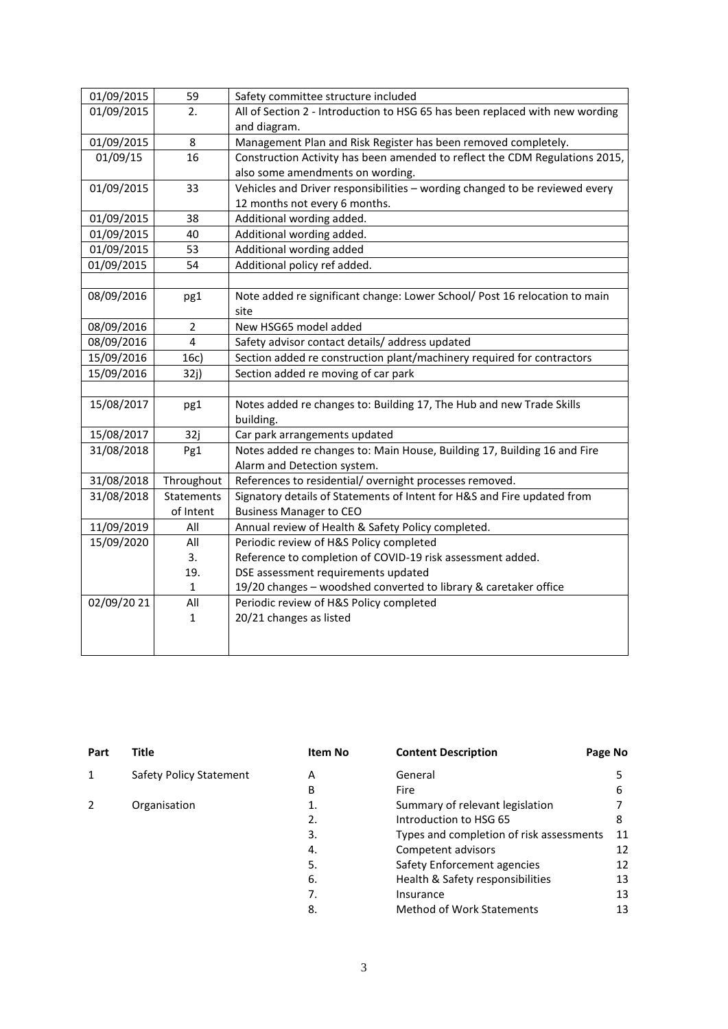| | | |
|---|---|---|
| 01/09/2015 | 59 | Safety committee structure included |
| 01/09/2015 | 2. | All of Section 2 - Introduction to HSG 65 has been replaced with new wording and diagram. |
| 01/09/2015 | 8 | Management Plan and Risk Register has been removed completely. |
| 01/09/15 | 16 | Construction Activity has been amended to reflect the CDM Regulations 2015, also some amendments on wording. |
| 01/09/2015 | 33 | Vehicles and Driver responsibilities – wording changed to be reviewed every 12 months not every 6 months. |
| 01/09/2015 | 38 | Additional wording added. |
| 01/09/2015 | 40 | Additional wording added. |
| 01/09/2015 | 53 | Additional wording added |
| 01/09/2015 | 54 | Additional policy ref added. |
| | | |
| 08/09/2016 | pg1 | Note added re significant change: Lower School/ Post 16 relocation to main site |
| 08/09/2016 | 2 | New HSG65 model added |
| 08/09/2016 | 4 | Safety advisor contact details/ address updated |
| 15/09/2016 | 16c) | Section added re construction plant/machinery required for contractors |
| 15/09/2016 | 32j) | Section added re moving of car park |
| | | |
| 15/08/2017 | pg1 | Notes added re changes to: Building 17, The Hub and new Trade Skills building. |
| 15/08/2017 | 32j | Car park arrangements updated |
| 31/08/2018 | Pg1 | Notes added re changes to: Main House, Building 17, Building 16 and Fire Alarm and Detection system. |
| 31/08/2018 | Throughout | References to residential/ overnight processes removed. |
| 31/08/2018 | Statements of Intent | Signatory details of Statements of Intent for H&S and Fire updated from Business Manager to CEO |
| 11/09/2019 | All | Annual review of Health & Safety Policy completed. |
| 15/09/2020 | All<br>3.<br>19.<br>1 | Periodic review of H&S Policy completed<br>Reference to completion of COVID-19 risk assessment added.<br>DSE assessment requirements updated<br>19/20 changes – woodshed converted to library & caretaker office |
| 02/09/20 21 | All<br>1 | Periodic review of H&S Policy completed<br>20/21 changes as listed |

| Part | Title | Item No | Content Description | Page No |
|---|---|---|---|---|
| 1 | Safety Policy Statement | A | General | 5 |
| | | B | Fire | 6 |
| 2 | Organisation | 1. | Summary of relevant legislation | 7 |
| | | 2. | Introduction to HSG 65 | 8 |
| | | 3. | Types and completion of risk assessments | 11 |
| | | 4. | Competent advisors | 12 |
| | | 5. | Safety Enforcement agencies | 12 |
| | | 6. | Health & Safety responsibilities | 13 |
| | | 7. | Insurance | 13 |
| | | 8. | Method of Work Statements | 13 |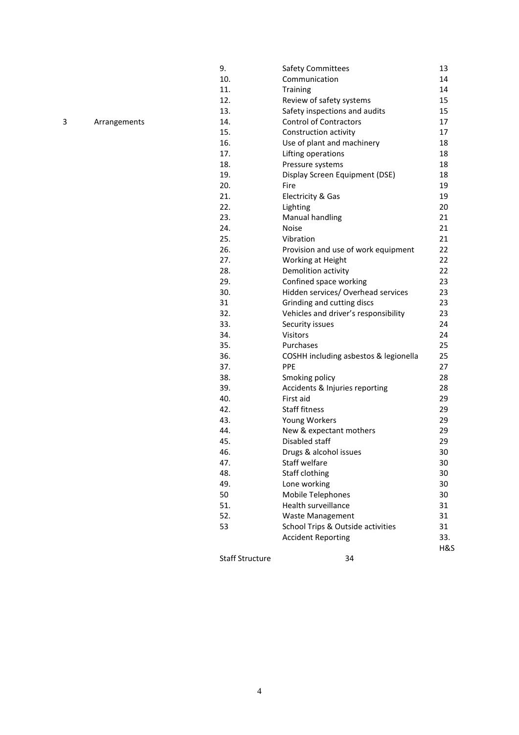| | | | | |
|---|---|---|---|---|
| | | 9. | Safety Committees | 13 |
| | | 10. | Communication | 14 |
| | | 11. | Training | 14 |
| | | 12. | Review of safety systems | 15 |
| | | 13. | Safety inspections and audits | 15 |
| 3 | Arrangements | 14. | Control of Contractors | 17 |
| | | 15. | Construction activity | 17 |
| | | 16. | Use of plant and machinery | 18 |
| | | 17. | Lifting operations | 18 |
| | | 18. | Pressure systems | 18 |
| | | 19. | Display Screen Equipment (DSE) | 18 |
| | | 20. | Fire | 19 |
| | | 21. | Electricity & Gas | 19 |
| | | 22. | Lighting | 20 |
| | | 23. | Manual handling | 21 |
| | | 24. | Noise | 21 |
| | | 25. | Vibration | 21 |
| | | 26. | Provision and use of work equipment | 22 |
| | | 27. | Working at Height | 22 |
| | | 28. | Demolition activity | 22 |
| | | 29. | Confined space working | 23 |
| | | 30. | Hidden services/ Overhead services | 23 |
| | | 31 | Grinding and cutting discs | 23 |
| | | 32. | Vehicles and driver's responsibility | 23 |
| | | 33. | Security issues | 24 |
| | | 34. | Visitors | 24 |
| | | 35. | Purchases | 25 |
| | | 36. | COSHH including asbestos & legionella | 25 |
| | | 37. | PPE | 27 |
| | | 38. | Smoking policy | 28 |
| | | 39. | Accidents & Injuries reporting | 28 |
| | | 40. | First aid | 29 |
| | | 42. | Staff fitness | 29 |
| | | 43. | Young Workers | 29 |
| | | 44. | New & expectant mothers | 29 |
| | | 45. | Disabled staff | 29 |
| | | 46. | Drugs & alcohol issues | 30 |
| | | 47. | Staff welfare | 30 |
| | | 48. | Staff clothing | 30 |
| | | 49. | Lone working | 30 |
| | | 50 | Mobile Telephones | 30 |
| | | 51. | Health surveillance | 31 |
| | | 52. | Waste Management | 31 |
| | | 53 | School Trips & Outside activities | 31 |
| | | | Accident Reporting | 33. H&S |
| | | Staff Structure | 34 | |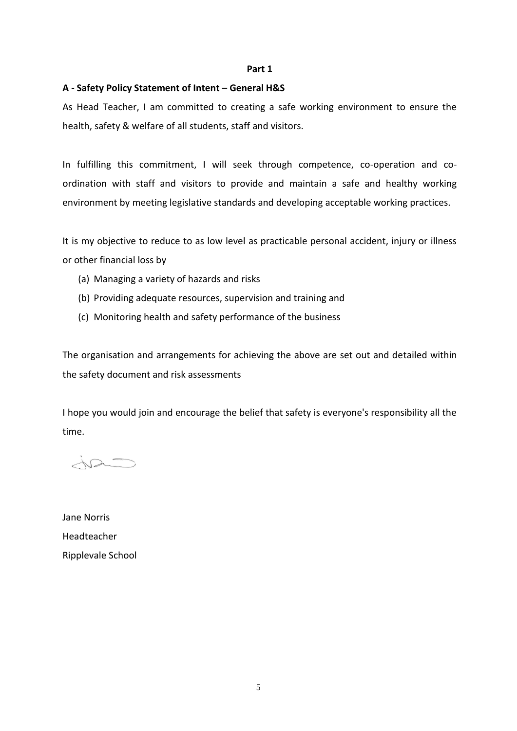**Part 1**

**A - Safety Policy Statement of Intent – General H&S**

As Head Teacher, I am committed to creating a safe working environment to ensure the health, safety & welfare of all students, staff and visitors.

In fulfilling this commitment, I will seek through competence, co-operation and co-ordination with staff and visitors to provide and maintain a safe and healthy working environment by meeting legislative standards and developing acceptable working practices.

It is my objective to reduce to as low level as practicable personal accident, injury or illness or other financial loss by

(a) Managing a variety of hazards and risks
(b) Providing adequate resources, supervision and training and
(c) Monitoring health and safety performance of the business

The organisation and arrangements for achieving the above are set out and detailed within the safety document and risk assessments

I hope you would join and encourage the belief that safety is everyone's responsibility all the time.

Jane Norris
Headteacher
Ripplevale School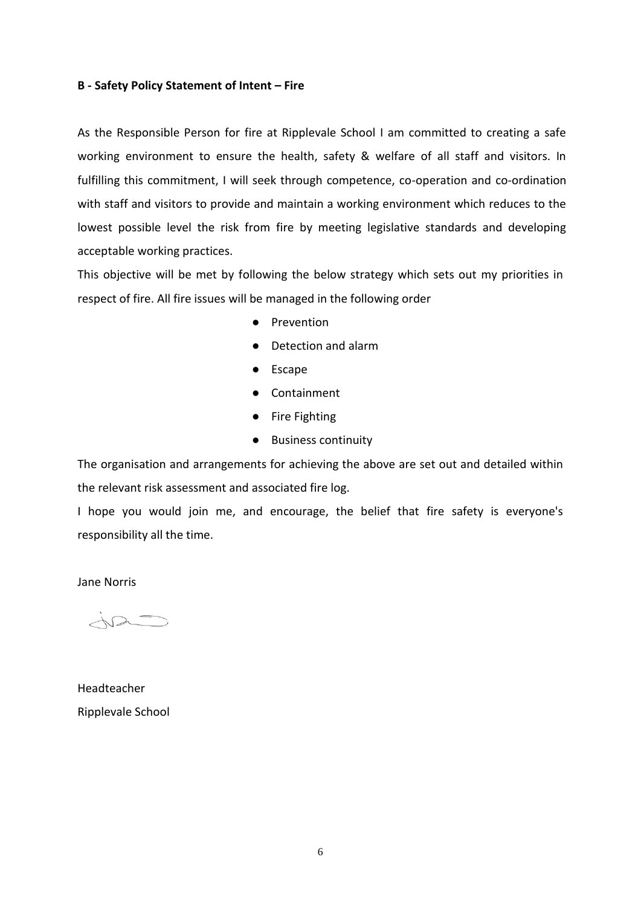**B - Safety Policy Statement of Intent – Fire**

As the Responsible Person for fire at Ripplevale School I am committed to creating a safe working environment to ensure the health, safety & welfare of all staff and visitors. In fulfilling this commitment, I will seek through competence, co-operation and co-ordination with staff and visitors to provide and maintain a working environment which reduces to the lowest possible level the risk from fire by meeting legislative standards and developing acceptable working practices.

This objective will be met by following the below strategy which sets out my priorities in respect of fire. All fire issues will be managed in the following order

- Prevention
- Detection and alarm
- Escape
- Containment
- Fire Fighting
- Business continuity

The organisation and arrangements for achieving the above are set out and detailed within the relevant risk assessment and associated fire log.

I hope you would join me, and encourage, the belief that fire safety is everyone's responsibility all the time.

Jane Norris

Headteacher
Ripplevale School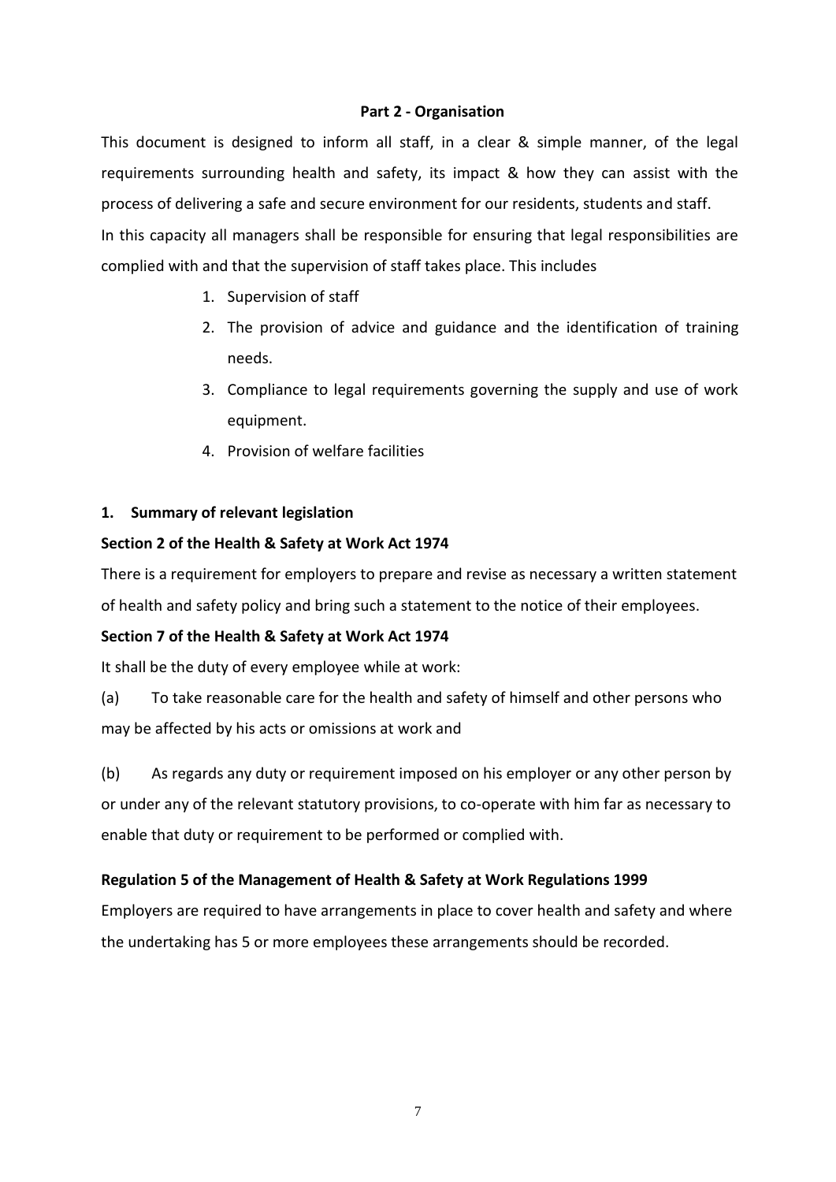## Part 2 - Organisation

This document is designed to inform all staff, in a clear & simple manner, of the legal requirements surrounding health and safety, its impact & how they can assist with the process of delivering a safe and secure environment for our residents, students and staff.

In this capacity all managers shall be responsible for ensuring that legal responsibilities are complied with and that the supervision of staff takes place. This includes

1. Supervision of staff
2. The provision of advice and guidance and the identification of training needs.
3. Compliance to legal requirements governing the supply and use of work equipment.
4. Provision of welfare facilities

### 1. Summary of relevant legislation

**Section 2 of the Health & Safety at Work Act 1974**

There is a requirement for employers to prepare and revise as necessary a written statement of health and safety policy and bring such a statement to the notice of their employees.

**Section 7 of the Health & Safety at Work Act 1974**

It shall be the duty of every employee while at work:

(a) To take reasonable care for the health and safety of himself and other persons who may be affected by his acts or omissions at work and

(b) As regards any duty or requirement imposed on his employer or any other person by or under any of the relevant statutory provisions, to co-operate with him far as necessary to enable that duty or requirement to be performed or complied with.

**Regulation 5 of the Management of Health & Safety at Work Regulations 1999**

Employers are required to have arrangements in place to cover health and safety and where the undertaking has 5 or more employees these arrangements should be recorded.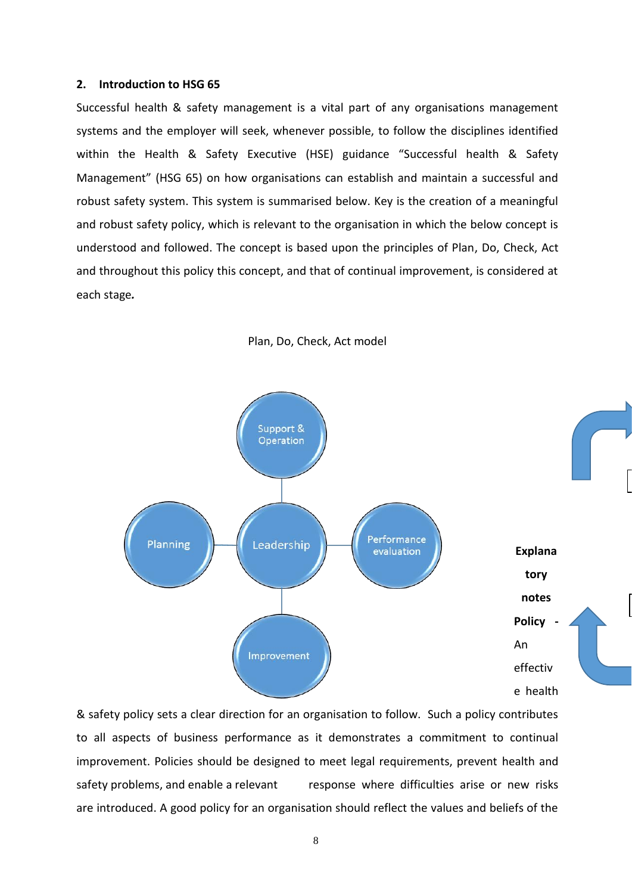## 2. Introduction to HSG 65

Successful health & safety management is a vital part of any organisations management systems and the employer will seek, whenever possible, to follow the disciplines identified within the Health & Safety Executive (HSE) guidance "Successful health & Safety Management" (HSG 65) on how organisations can establish and maintain a successful and robust safety system. This system is summarised below. Key is the creation of a meaningful and robust safety policy, which is relevant to the organisation in which the below concept is understood and followed. The concept is based upon the principles of Plan, Do, Check, Act and throughout this policy this concept, and that of continual improvement, is considered at each stage.

Plan, Do, Check, Act model

Support & Operation

Planning

Leadership

Performance evaluation

Improvement

**Explanatory notes**

**Policy -** An effective health & safety policy sets a clear direction for an organisation to follow. Such a policy contributes to all aspects of business performance as it demonstrates a commitment to continual improvement. Policies should be designed to meet legal requirements, prevent health and safety problems, and enable a relevant response where difficulties arise or new risks are introduced. A good policy for an organisation should reflect the values and beliefs of the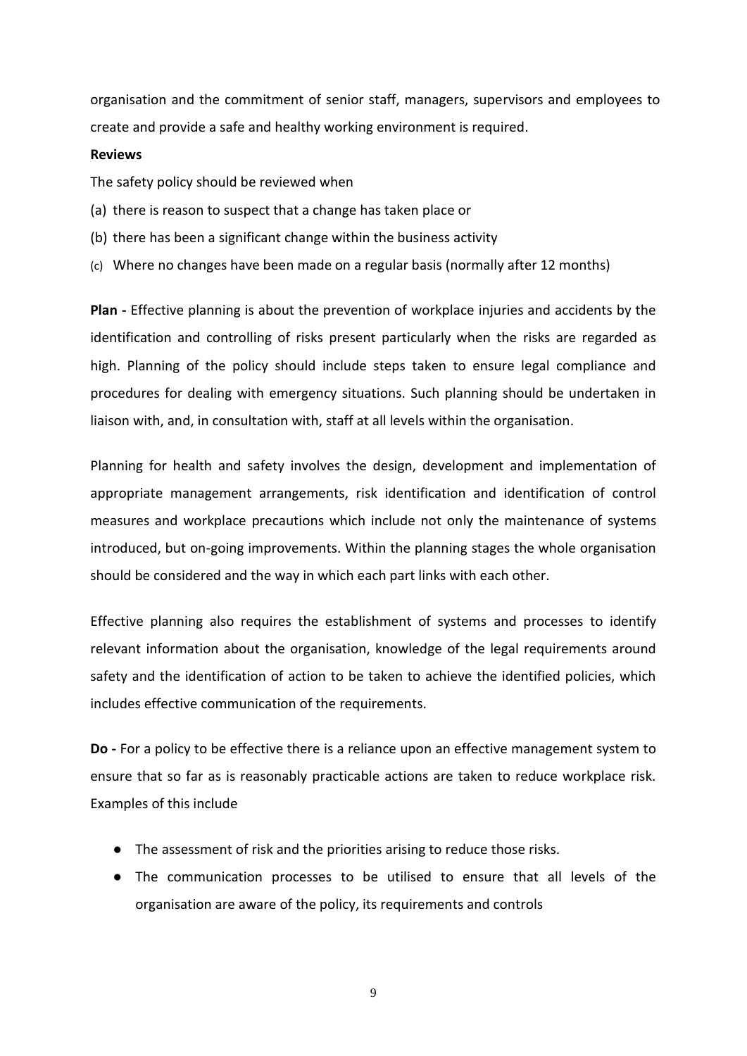organisation and the commitment of senior staff, managers, supervisors and employees to create and provide a safe and healthy working environment is required.

**Reviews**

The safety policy should be reviewed when

(a) there is reason to suspect that a change has taken place or
(b) there has been a significant change within the business activity
(c) Where no changes have been made on a regular basis (normally after 12 months)

**Plan -** Effective planning is about the prevention of workplace injuries and accidents by the identification and controlling of risks present particularly when the risks are regarded as high. Planning of the policy should include steps taken to ensure legal compliance and procedures for dealing with emergency situations. Such planning should be undertaken in liaison with, and, in consultation with, staff at all levels within the organisation.

Planning for health and safety involves the design, development and implementation of appropriate management arrangements, risk identification and identification of control measures and workplace precautions which include not only the maintenance of systems introduced, but on-going improvements. Within the planning stages the whole organisation should be considered and the way in which each part links with each other.

Effective planning also requires the establishment of systems and processes to identify relevant information about the organisation, knowledge of the legal requirements around safety and the identification of action to be taken to achieve the identified policies, which includes effective communication of the requirements.

**Do -** For a policy to be effective there is a reliance upon an effective management system to ensure that so far as is reasonably practicable actions are taken to reduce workplace risk. Examples of this include

- The assessment of risk and the priorities arising to reduce those risks.
- The communication processes to be utilised to ensure that all levels of the organisation are aware of the policy, its requirements and controls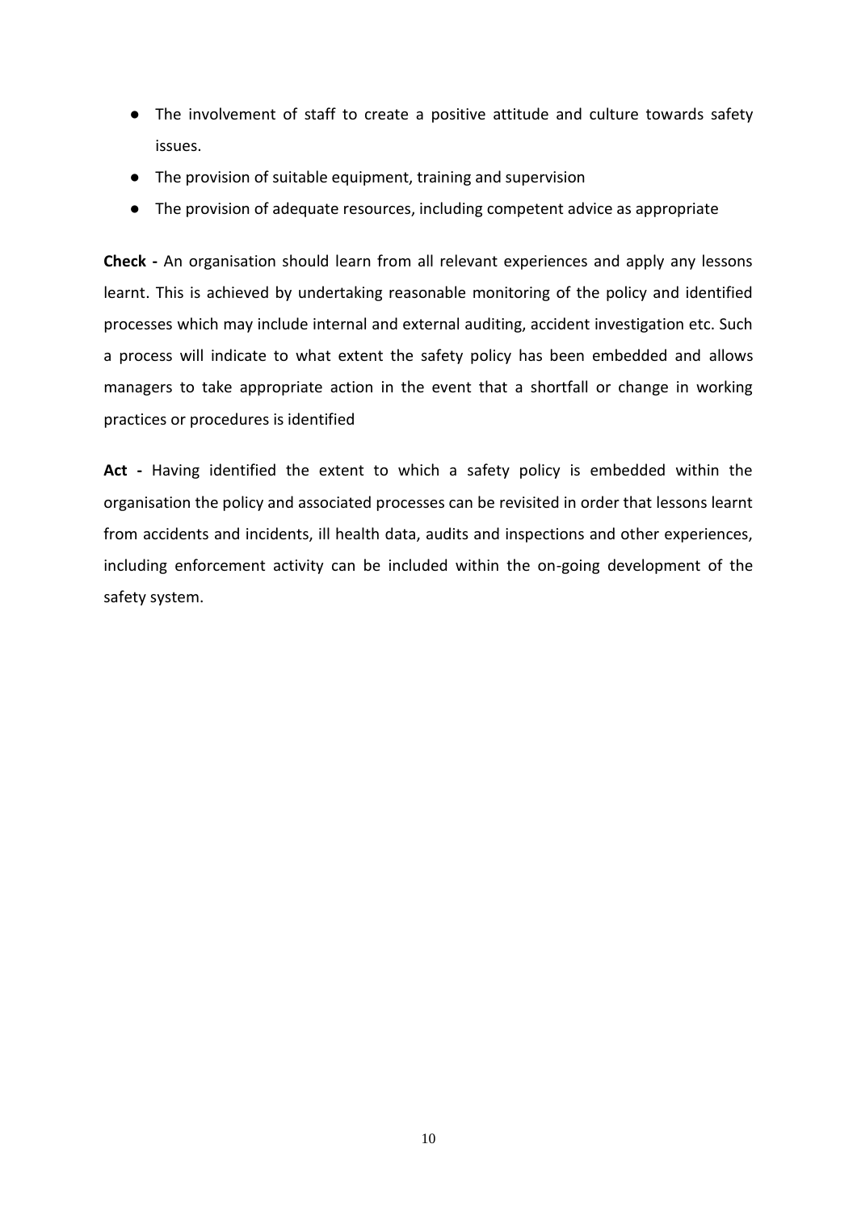- The involvement of staff to create a positive attitude and culture towards safety issues.
- The provision of suitable equipment, training and supervision
- The provision of adequate resources, including competent advice as appropriate

**Check -** An organisation should learn from all relevant experiences and apply any lessons learnt. This is achieved by undertaking reasonable monitoring of the policy and identified processes which may include internal and external auditing, accident investigation etc. Such a process will indicate to what extent the safety policy has been embedded and allows managers to take appropriate action in the event that a shortfall or change in working practices or procedures is identified

**Act -** Having identified the extent to which a safety policy is embedded within the organisation the policy and associated processes can be revisited in order that lessons learnt from accidents and incidents, ill health data, audits and inspections and other experiences, including enforcement activity can be included within the on-going development of the safety system.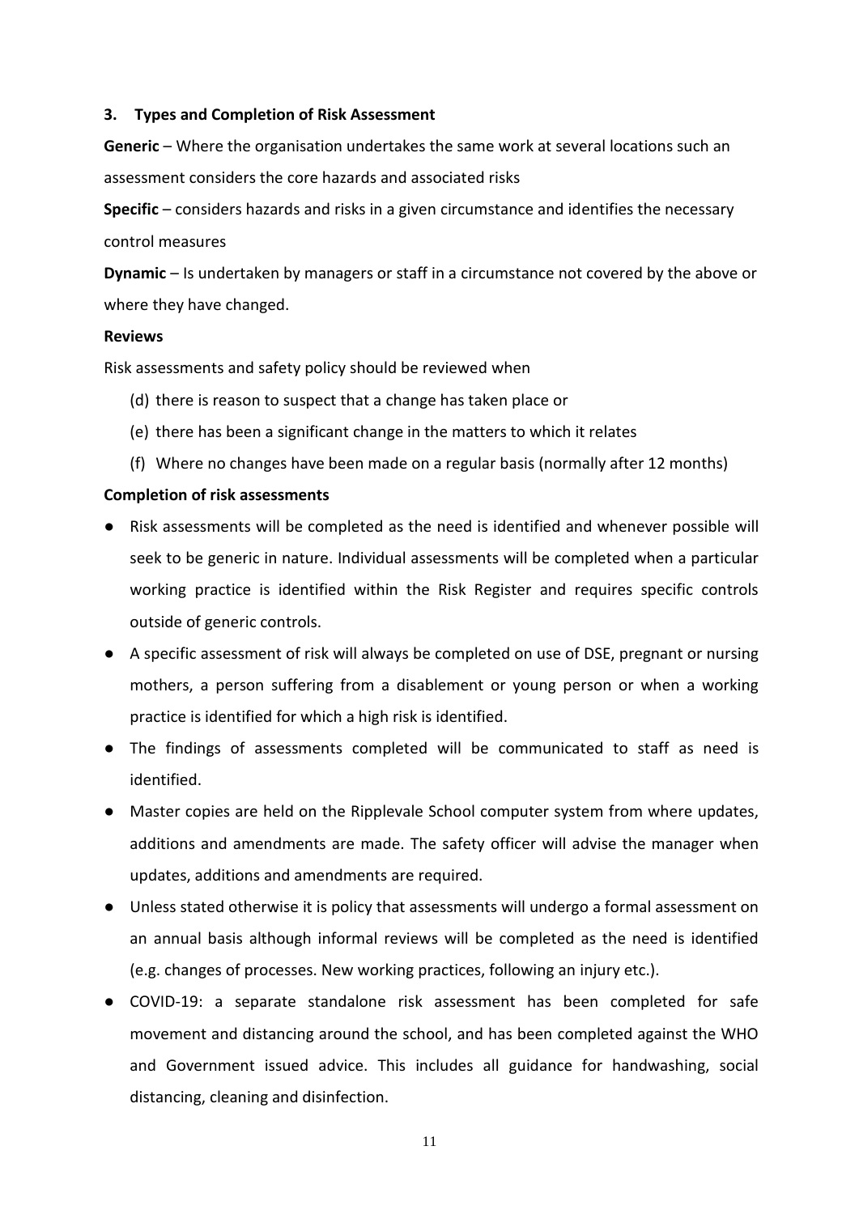### 3. Types and Completion of Risk Assessment

**Generic** – Where the organisation undertakes the same work at several locations such an assessment considers the core hazards and associated risks

**Specific** – considers hazards and risks in a given circumstance and identifies the necessary control measures

**Dynamic** – Is undertaken by managers or staff in a circumstance not covered by the above or where they have changed.

**Reviews**

Risk assessments and safety policy should be reviewed when

(d) there is reason to suspect that a change has taken place or

(e) there has been a significant change in the matters to which it relates

(f) Where no changes have been made on a regular basis (normally after 12 months)

**Completion of risk assessments**

- Risk assessments will be completed as the need is identified and whenever possible will seek to be generic in nature. Individual assessments will be completed when a particular working practice is identified within the Risk Register and requires specific controls outside of generic controls.
- A specific assessment of risk will always be completed on use of DSE, pregnant or nursing mothers, a person suffering from a disablement or young person or when a working practice is identified for which a high risk is identified.
- The findings of assessments completed will be communicated to staff as need is identified.
- Master copies are held on the Ripplevale School computer system from where updates, additions and amendments are made. The safety officer will advise the manager when updates, additions and amendments are required.
- Unless stated otherwise it is policy that assessments will undergo a formal assessment on an annual basis although informal reviews will be completed as the need is identified (e.g. changes of processes. New working practices, following an injury etc.).
- COVID-19: a separate standalone risk assessment has been completed for safe movement and distancing around the school, and has been completed against the WHO and Government issued advice. This includes all guidance for handwashing, social distancing, cleaning and disinfection.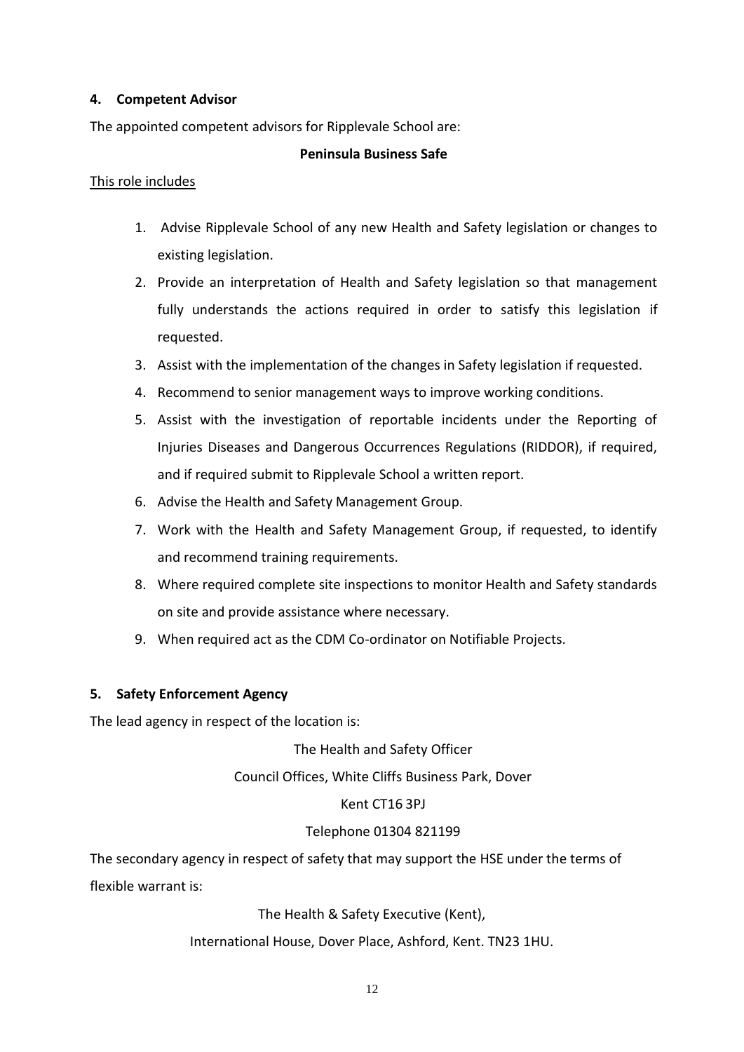## 4. Competent Advisor

The appointed competent advisors for Ripplevale School are:

**Peninsula Business Safe**

<u>This role includes</u>

1. Advise Ripplevale School of any new Health and Safety legislation or changes to existing legislation.
2. Provide an interpretation of Health and Safety legislation so that management fully understands the actions required in order to satisfy this legislation if requested.
3. Assist with the implementation of the changes in Safety legislation if requested.
4. Recommend to senior management ways to improve working conditions.
5. Assist with the investigation of reportable incidents under the Reporting of Injuries Diseases and Dangerous Occurrences Regulations (RIDDOR), if required, and if required submit to Ripplevale School a written report.
6. Advise the Health and Safety Management Group.
7. Work with the Health and Safety Management Group, if requested, to identify and recommend training requirements.
8. Where required complete site inspections to monitor Health and Safety standards on site and provide assistance where necessary.
9. When required act as the CDM Co-ordinator on Notifiable Projects.

## 5. Safety Enforcement Agency

The lead agency in respect of the location is:

The Health and Safety Officer

Council Offices, White Cliffs Business Park, Dover

Kent CT16 3PJ

Telephone 01304 821199

The secondary agency in respect of safety that may support the HSE under the terms of flexible warrant is:

The Health & Safety Executive (Kent),

International House, Dover Place, Ashford, Kent. TN23 1HU.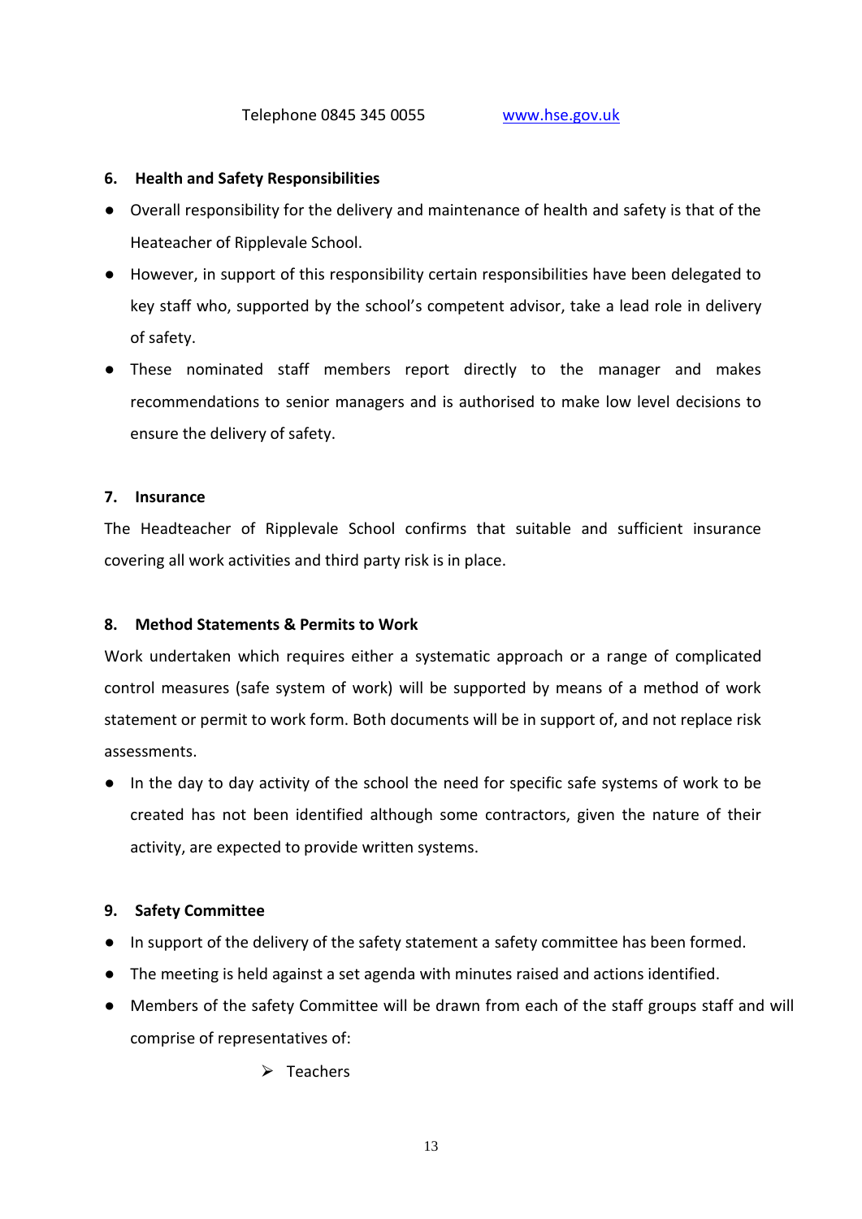Telephone 0845 345 0055 www.hse.gov.uk

## 6. Health and Safety Responsibilities

- Overall responsibility for the delivery and maintenance of health and safety is that of the Heateacher of Ripplevale School.
- However, in support of this responsibility certain responsibilities have been delegated to key staff who, supported by the school's competent advisor, take a lead role in delivery of safety.
- These nominated staff members report directly to the manager and makes recommendations to senior managers and is authorised to make low level decisions to ensure the delivery of safety.

## 7. Insurance

The Headteacher of Ripplevale School confirms that suitable and sufficient insurance covering all work activities and third party risk is in place.

## 8. Method Statements & Permits to Work

Work undertaken which requires either a systematic approach or a range of complicated control measures (safe system of work) will be supported by means of a method of work statement or permit to work form. Both documents will be in support of, and not replace risk assessments.

- In the day to day activity of the school the need for specific safe systems of work to be created has not been identified although some contractors, given the nature of their activity, are expected to provide written systems.

## 9. Safety Committee

- In support of the delivery of the safety statement a safety committee has been formed.
- The meeting is held against a set agenda with minutes raised and actions identified.
- Members of the safety Committee will be drawn from each of the staff groups staff and will comprise of representatives of:
    - Teachers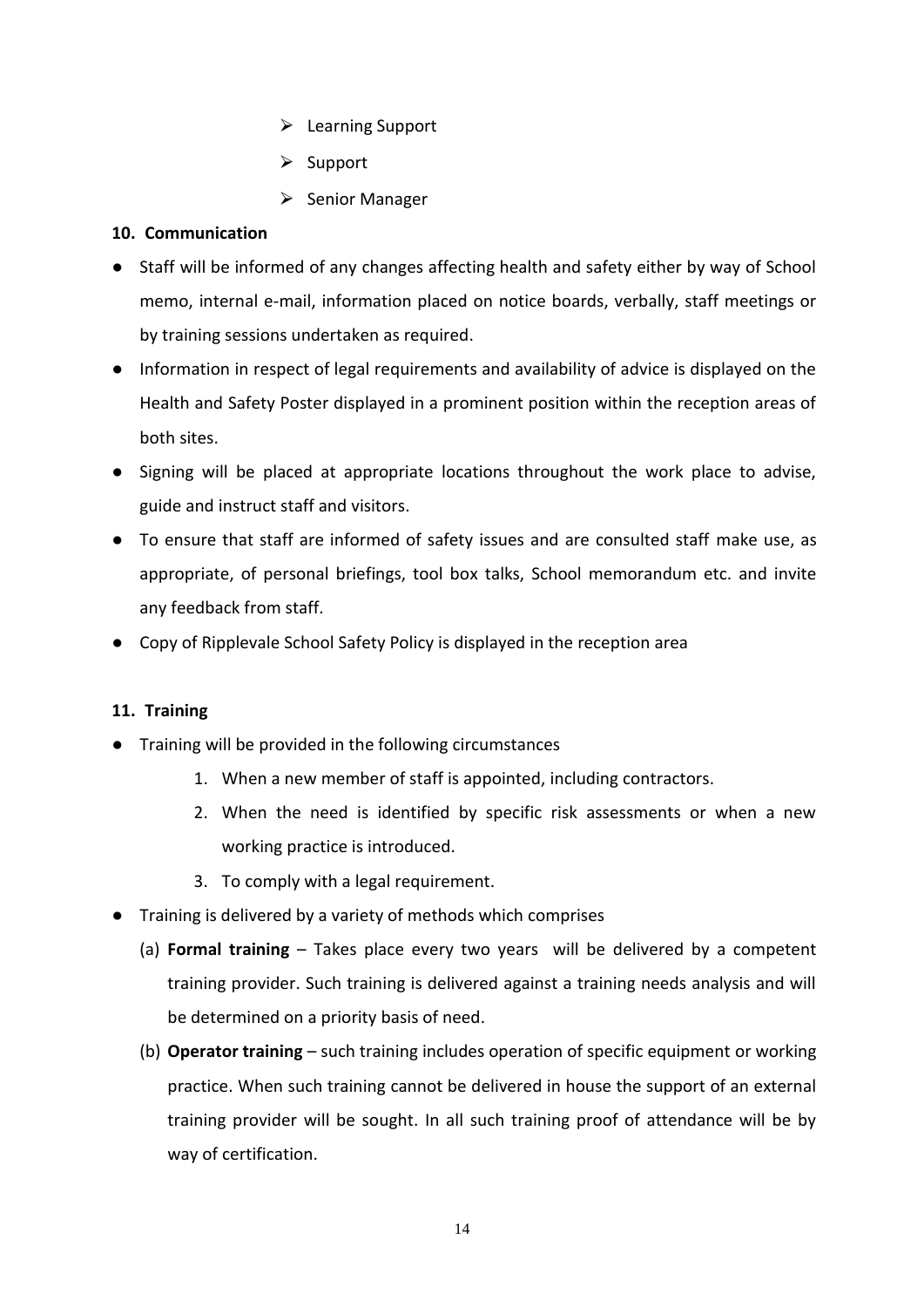- Learning Support
- Support
- Senior Manager

**10. Communication**

- Staff will be informed of any changes affecting health and safety either by way of School memo, internal e-mail, information placed on notice boards, verbally, staff meetings or by training sessions undertaken as required.
- Information in respect of legal requirements and availability of advice is displayed on the Health and Safety Poster displayed in a prominent position within the reception areas of both sites.
- Signing will be placed at appropriate locations throughout the work place to advise, guide and instruct staff and visitors.
- To ensure that staff are informed of safety issues and are consulted staff make use, as appropriate, of personal briefings, tool box talks, School memorandum etc. and invite any feedback from staff.
- Copy of Ripplevale School Safety Policy is displayed in the reception area

**11. Training**

- Training will be provided in the following circumstances
  1. When a new member of staff is appointed, including contractors.
  2. When the need is identified by specific risk assessments or when a new working practice is introduced.
  3. To comply with a legal requirement.
- Training is delivered by a variety of methods which comprises
  (a) **Formal training** – Takes place every two years will be delivered by a competent training provider. Such training is delivered against a training needs analysis and will be determined on a priority basis of need.
  (b) **Operator training** – such training includes operation of specific equipment or working practice. When such training cannot be delivered in house the support of an external training provider will be sought. In all such training proof of attendance will be by way of certification.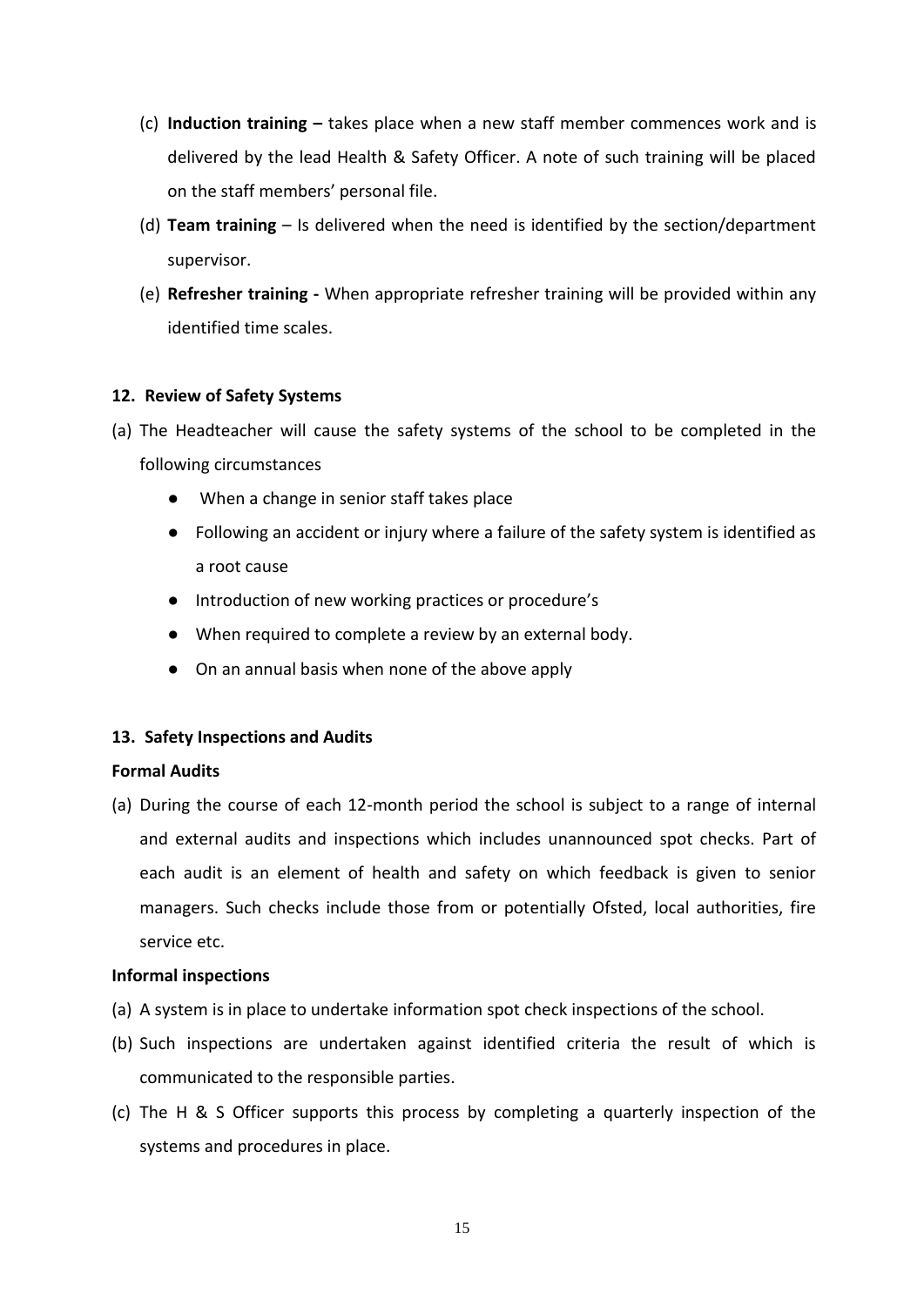(c) **Induction training –** takes place when a new staff member commences work and is delivered by the lead Health & Safety Officer. A note of such training will be placed on the staff members' personal file.

(d) **Team training** – Is delivered when the need is identified by the section/department supervisor.

(e) **Refresher training -** When appropriate refresher training will be provided within any identified time scales.

## 12. Review of Safety Systems

(a) The Headteacher will cause the safety systems of the school to be completed in the following circumstances

- When a change in senior staff takes place
- Following an accident or injury where a failure of the safety system is identified as a root cause
- Introduction of new working practices or procedure's
- When required to complete a review by an external body.
- On an annual basis when none of the above apply

## 13. Safety Inspections and Audits

### Formal Audits

(a) During the course of each 12-month period the school is subject to a range of internal and external audits and inspections which includes unannounced spot checks. Part of each audit is an element of health and safety on which feedback is given to senior managers. Such checks include those from or potentially Ofsted, local authorities, fire service etc.

### Informal inspections

(a) A system is in place to undertake information spot check inspections of the school.

(b) Such inspections are undertaken against identified criteria the result of which is communicated to the responsible parties.

(c) The H & S Officer supports this process by completing a quarterly inspection of the systems and procedures in place.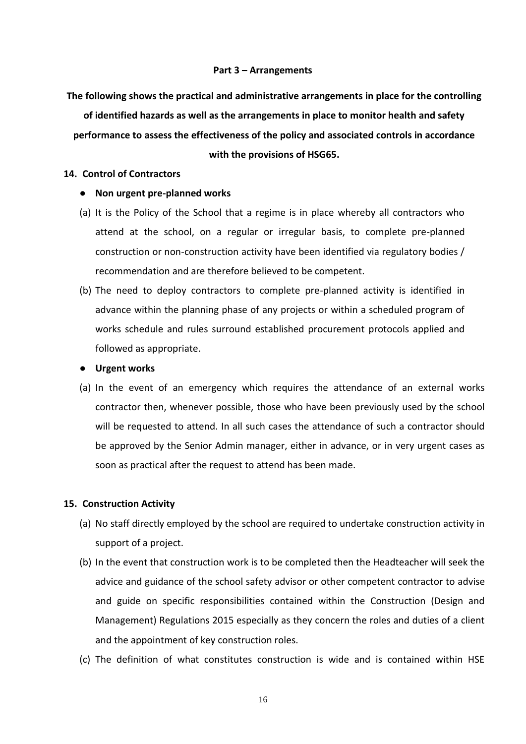## Part 3 – Arrangements

**The following shows the practical and administrative arrangements in place for the controlling of identified hazards as well as the arrangements in place to monitor health and safety performance to assess the effectiveness of the policy and associated controls in accordance with the provisions of HSG65.**

### 14. Control of Contractors

- **Non urgent pre-planned works**

(a) It is the Policy of the School that a regime is in place whereby all contractors who attend at the school, on a regular or irregular basis, to complete pre-planned construction or non-construction activity have been identified via regulatory bodies / recommendation and are therefore believed to be competent.

(b) The need to deploy contractors to complete pre-planned activity is identified in advance within the planning phase of any projects or within a scheduled program of works schedule and rules surround established procurement protocols applied and followed as appropriate.

- **Urgent works**

(a) In the event of an emergency which requires the attendance of an external works contractor then, whenever possible, those who have been previously used by the school will be requested to attend. In all such cases the attendance of such a contractor should be approved by the Senior Admin manager, either in advance, or in very urgent cases as soon as practical after the request to attend has been made.

### 15. Construction Activity

(a) No staff directly employed by the school are required to undertake construction activity in support of a project.

(b) In the event that construction work is to be completed then the Headteacher will seek the advice and guidance of the school safety advisor or other competent contractor to advise and guide on specific responsibilities contained within the Construction (Design and Management) Regulations 2015 especially as they concern the roles and duties of a client and the appointment of key construction roles.

(c) The definition of what constitutes construction is wide and is contained within HSE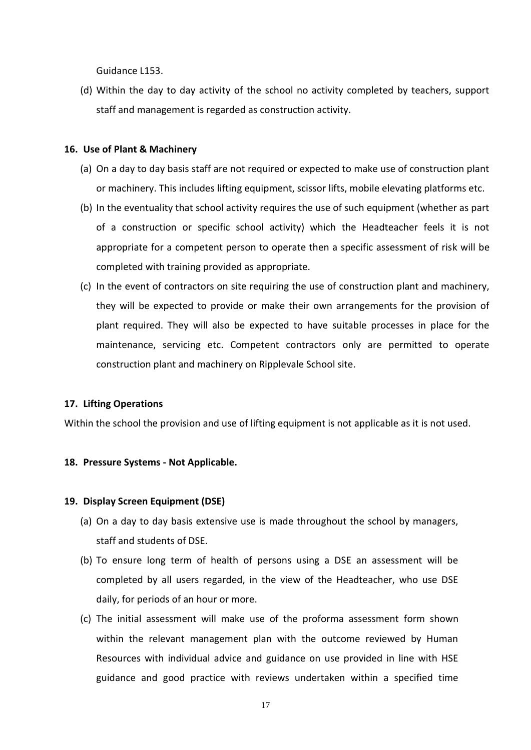Guidance L153.

(d) Within the day to day activity of the school no activity completed by teachers, support staff and management is regarded as construction activity.

**16. Use of Plant & Machinery**

(a) On a day to day basis staff are not required or expected to make use of construction plant or machinery. This includes lifting equipment, scissor lifts, mobile elevating platforms etc.

(b) In the eventuality that school activity requires the use of such equipment (whether as part of a construction or specific school activity) which the Headteacher feels it is not appropriate for a competent person to operate then a specific assessment of risk will be completed with training provided as appropriate.

(c) In the event of contractors on site requiring the use of construction plant and machinery, they will be expected to provide or make their own arrangements for the provision of plant required. They will also be expected to have suitable processes in place for the maintenance, servicing etc. Competent contractors only are permitted to operate construction plant and machinery on Ripplevale School site.

**17. Lifting Operations**

Within the school the provision and use of lifting equipment is not applicable as it is not used.

**18. Pressure Systems - Not Applicable.**

**19. Display Screen Equipment (DSE)**

(a) On a day to day basis extensive use is made throughout the school by managers, staff and students of DSE.

(b) To ensure long term of health of persons using a DSE an assessment will be completed by all users regarded, in the view of the Headteacher, who use DSE daily, for periods of an hour or more.

(c) The initial assessment will make use of the proforma assessment form shown within the relevant management plan with the outcome reviewed by Human Resources with individual advice and guidance on use provided in line with HSE guidance and good practice with reviews undertaken within a specified time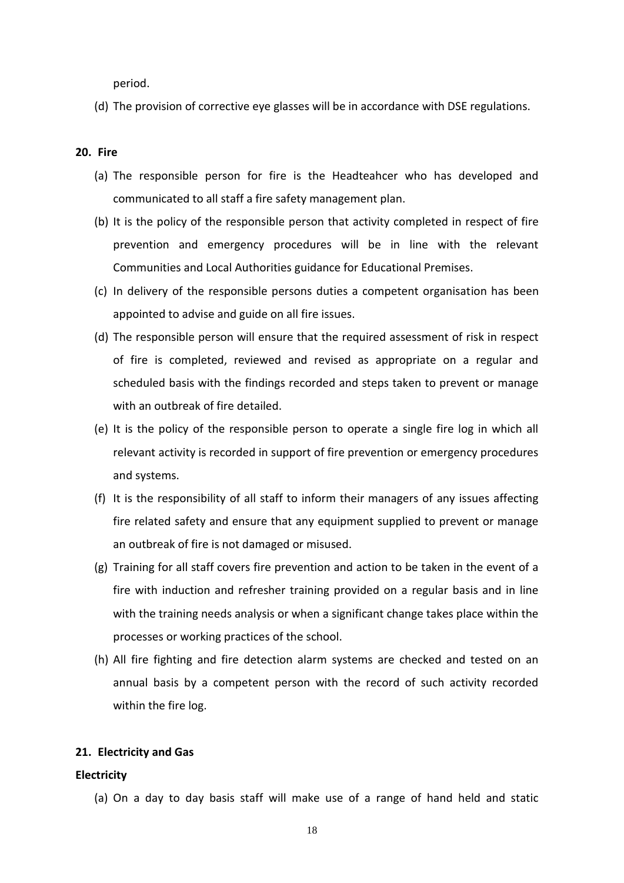period.

(d) The provision of corrective eye glasses will be in accordance with DSE regulations.

**20. Fire**

(a) The responsible person for fire is the Headteahcer who has developed and communicated to all staff a fire safety management plan.

(b) It is the policy of the responsible person that activity completed in respect of fire prevention and emergency procedures will be in line with the relevant Communities and Local Authorities guidance for Educational Premises.

(c) In delivery of the responsible persons duties a competent organisation has been appointed to advise and guide on all fire issues.

(d) The responsible person will ensure that the required assessment of risk in respect of fire is completed, reviewed and revised as appropriate on a regular and scheduled basis with the findings recorded and steps taken to prevent or manage with an outbreak of fire detailed.

(e) It is the policy of the responsible person to operate a single fire log in which all relevant activity is recorded in support of fire prevention or emergency procedures and systems.

(f) It is the responsibility of all staff to inform their managers of any issues affecting fire related safety and ensure that any equipment supplied to prevent or manage an outbreak of fire is not damaged or misused.

(g) Training for all staff covers fire prevention and action to be taken in the event of a fire with induction and refresher training provided on a regular basis and in line with the training needs analysis or when a significant change takes place within the processes or working practices of the school.

(h) All fire fighting and fire detection alarm systems are checked and tested on an annual basis by a competent person with the record of such activity recorded within the fire log.

**21. Electricity and Gas**

**Electricity**

(a) On a day to day basis staff will make use of a range of hand held and static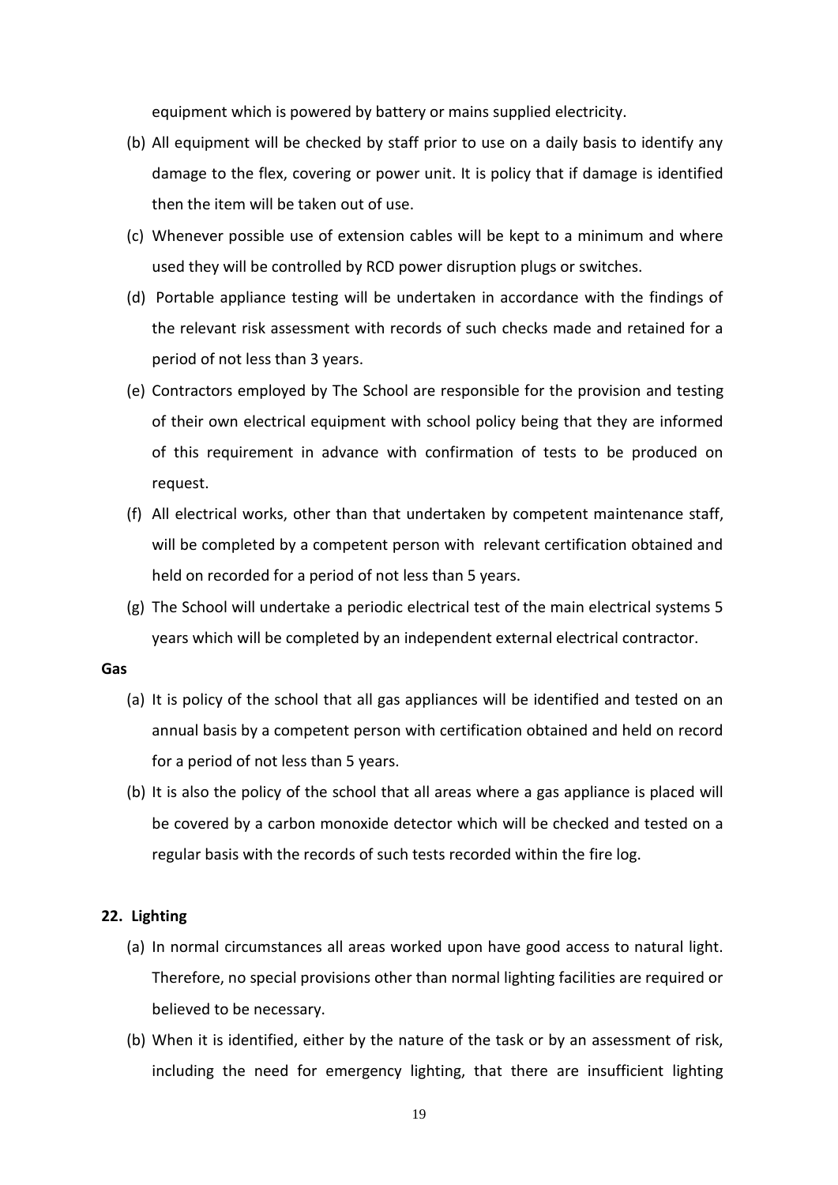equipment which is powered by battery or mains supplied electricity.

(b) All equipment will be checked by staff prior to use on a daily basis to identify any damage to the flex, covering or power unit. It is policy that if damage is identified then the item will be taken out of use.

(c) Whenever possible use of extension cables will be kept to a minimum and where used they will be controlled by RCD power disruption plugs or switches.

(d) Portable appliance testing will be undertaken in accordance with the findings of the relevant risk assessment with records of such checks made and retained for a period of not less than 3 years.

(e) Contractors employed by The School are responsible for the provision and testing of their own electrical equipment with school policy being that they are informed of this requirement in advance with confirmation of tests to be produced on request.

(f) All electrical works, other than that undertaken by competent maintenance staff, will be completed by a competent person with relevant certification obtained and held on recorded for a period of not less than 5 years.

(g) The School will undertake a periodic electrical test of the main electrical systems 5 years which will be completed by an independent external electrical contractor.

**Gas**

(a) It is policy of the school that all gas appliances will be identified and tested on an annual basis by a competent person with certification obtained and held on record for a period of not less than 5 years.

(b) It is also the policy of the school that all areas where a gas appliance is placed will be covered by a carbon monoxide detector which will be checked and tested on a regular basis with the records of such tests recorded within the fire log.

**22. Lighting**

(a) In normal circumstances all areas worked upon have good access to natural light. Therefore, no special provisions other than normal lighting facilities are required or believed to be necessary.

(b) When it is identified, either by the nature of the task or by an assessment of risk, including the need for emergency lighting, that there are insufficient lighting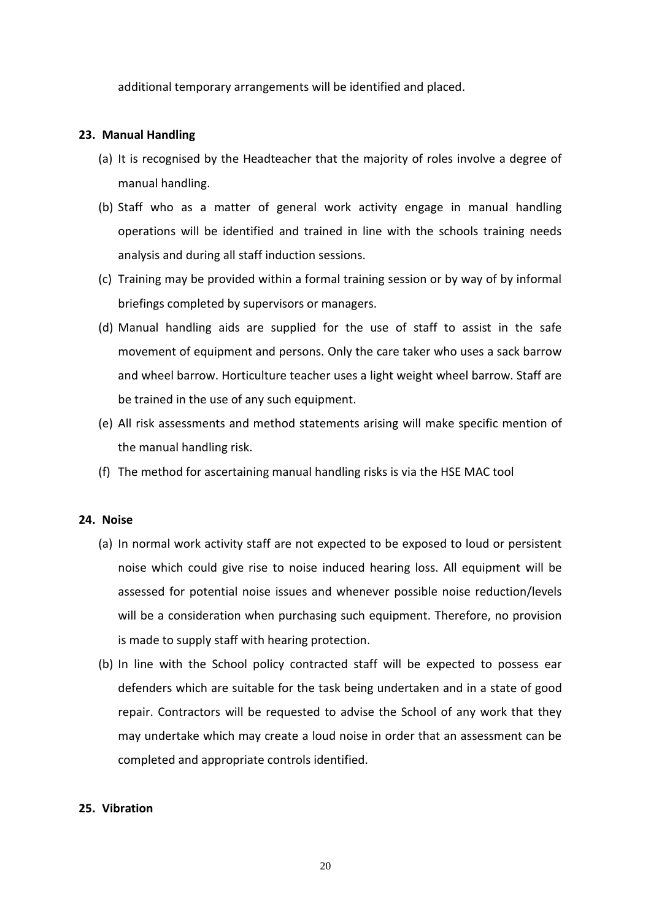additional temporary arrangements will be identified and placed.

**23. Manual Handling**

(a) It is recognised by the Headteacher that the majority of roles involve a degree of manual handling.

(b) Staff who as a matter of general work activity engage in manual handling operations will be identified and trained in line with the schools training needs analysis and during all staff induction sessions.

(c) Training may be provided within a formal training session or by way of by informal briefings completed by supervisors or managers.

(d) Manual handling aids are supplied for the use of staff to assist in the safe movement of equipment and persons. Only the care taker who uses a sack barrow and wheel barrow. Horticulture teacher uses a light weight wheel barrow. Staff are be trained in the use of any such equipment.

(e) All risk assessments and method statements arising will make specific mention of the manual handling risk.

(f) The method for ascertaining manual handling risks is via the HSE MAC tool

**24. Noise**

(a) In normal work activity staff are not expected to be exposed to loud or persistent noise which could give rise to noise induced hearing loss. All equipment will be assessed for potential noise issues and whenever possible noise reduction/levels will be a consideration when purchasing such equipment. Therefore, no provision is made to supply staff with hearing protection.

(b) In line with the School policy contracted staff will be expected to possess ear defenders which are suitable for the task being undertaken and in a state of good repair. Contractors will be requested to advise the School of any work that they may undertake which may create a loud noise in order that an assessment can be completed and appropriate controls identified.

**25. Vibration**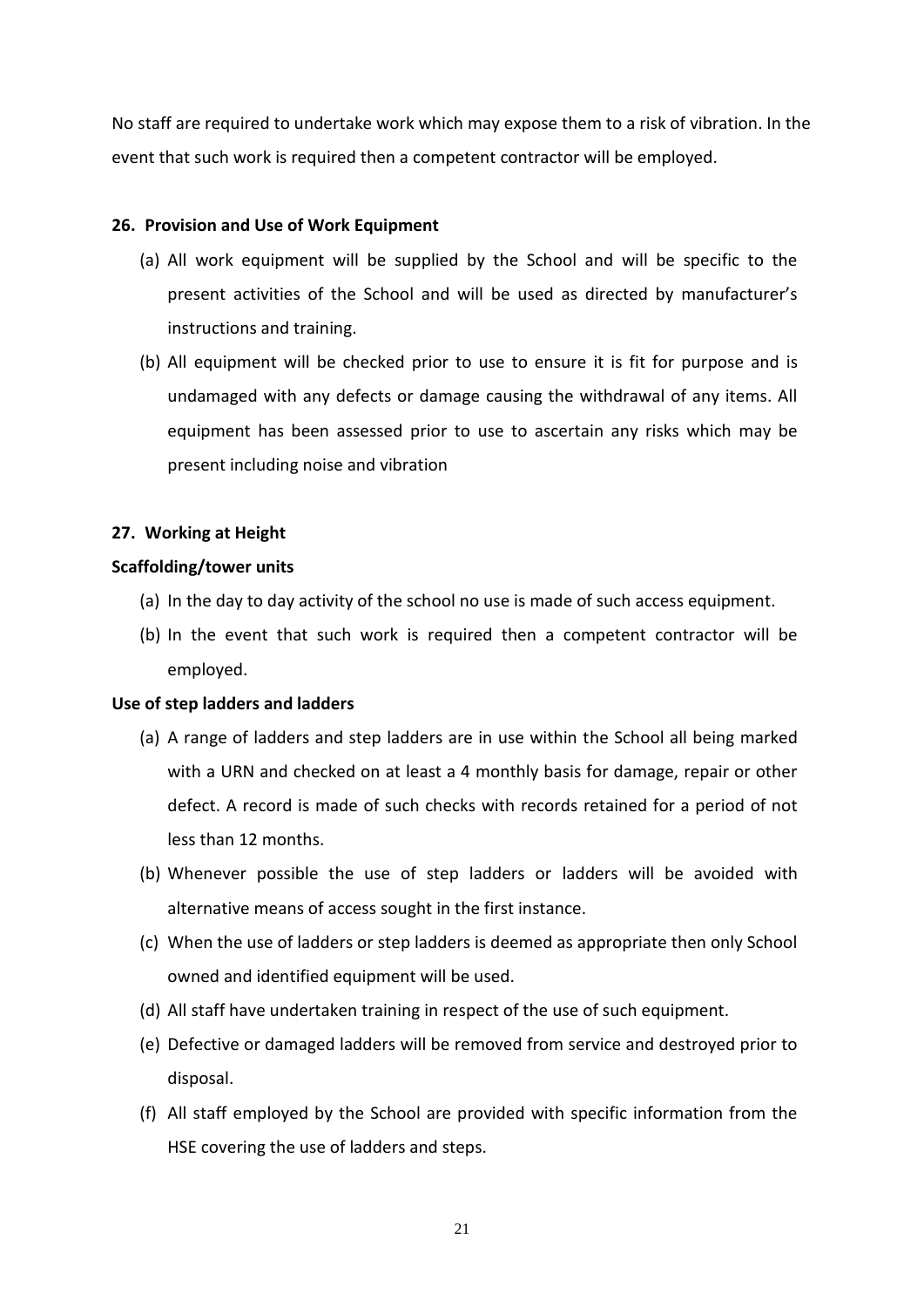No staff are required to undertake work which may expose them to a risk of vibration. In the event that such work is required then a competent contractor will be employed.

## 26. Provision and Use of Work Equipment

(a) All work equipment will be supplied by the School and will be specific to the present activities of the School and will be used as directed by manufacturer's instructions and training.

(b) All equipment will be checked prior to use to ensure it is fit for purpose and is undamaged with any defects or damage causing the withdrawal of any items. All equipment has been assessed prior to use to ascertain any risks which may be present including noise and vibration

## 27. Working at Height

### Scaffolding/tower units

(a) In the day to day activity of the school no use is made of such access equipment.

(b) In the event that such work is required then a competent contractor will be employed.

### Use of step ladders and ladders

(a) A range of ladders and step ladders are in use within the School all being marked with a URN and checked on at least a 4 monthly basis for damage, repair or other defect. A record is made of such checks with records retained for a period of not less than 12 months.

(b) Whenever possible the use of step ladders or ladders will be avoided with alternative means of access sought in the first instance.

(c) When the use of ladders or step ladders is deemed as appropriate then only School owned and identified equipment will be used.

(d) All staff have undertaken training in respect of the use of such equipment.

(e) Defective or damaged ladders will be removed from service and destroyed prior to disposal.

(f) All staff employed by the School are provided with specific information from the HSE covering the use of ladders and steps.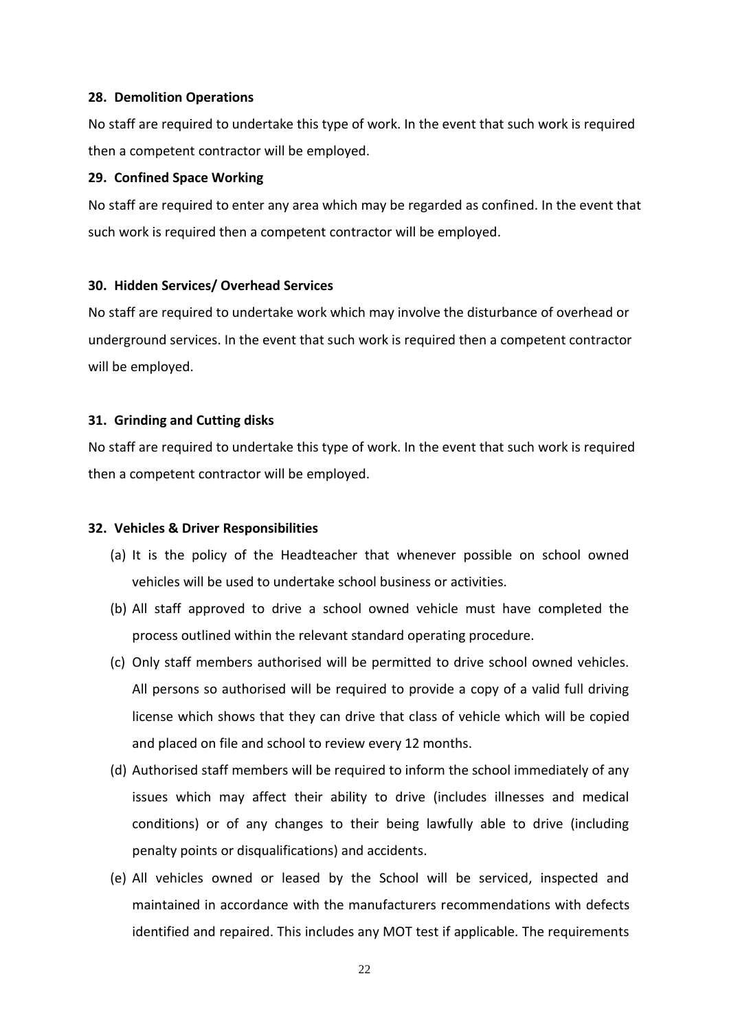**28. Demolition Operations**

No staff are required to undertake this type of work. In the event that such work is required then a competent contractor will be employed.

**29. Confined Space Working**

No staff are required to enter any area which may be regarded as confined. In the event that such work is required then a competent contractor will be employed.

**30. Hidden Services/ Overhead Services**

No staff are required to undertake work which may involve the disturbance of overhead or underground services. In the event that such work is required then a competent contractor will be employed.

**31. Grinding and Cutting disks**

No staff are required to undertake this type of work. In the event that such work is required then a competent contractor will be employed.

**32. Vehicles & Driver Responsibilities**

(a) It is the policy of the Headteacher that whenever possible on school owned vehicles will be used to undertake school business or activities.

(b) All staff approved to drive a school owned vehicle must have completed the process outlined within the relevant standard operating procedure.

(c) Only staff members authorised will be permitted to drive school owned vehicles. All persons so authorised will be required to provide a copy of a valid full driving license which shows that they can drive that class of vehicle which will be copied and placed on file and school to review every 12 months.

(d) Authorised staff members will be required to inform the school immediately of any issues which may affect their ability to drive (includes illnesses and medical conditions) or of any changes to their being lawfully able to drive (including penalty points or disqualifications) and accidents.

(e) All vehicles owned or leased by the School will be serviced, inspected and maintained in accordance with the manufacturers recommendations with defects identified and repaired. This includes any MOT test if applicable. The requirements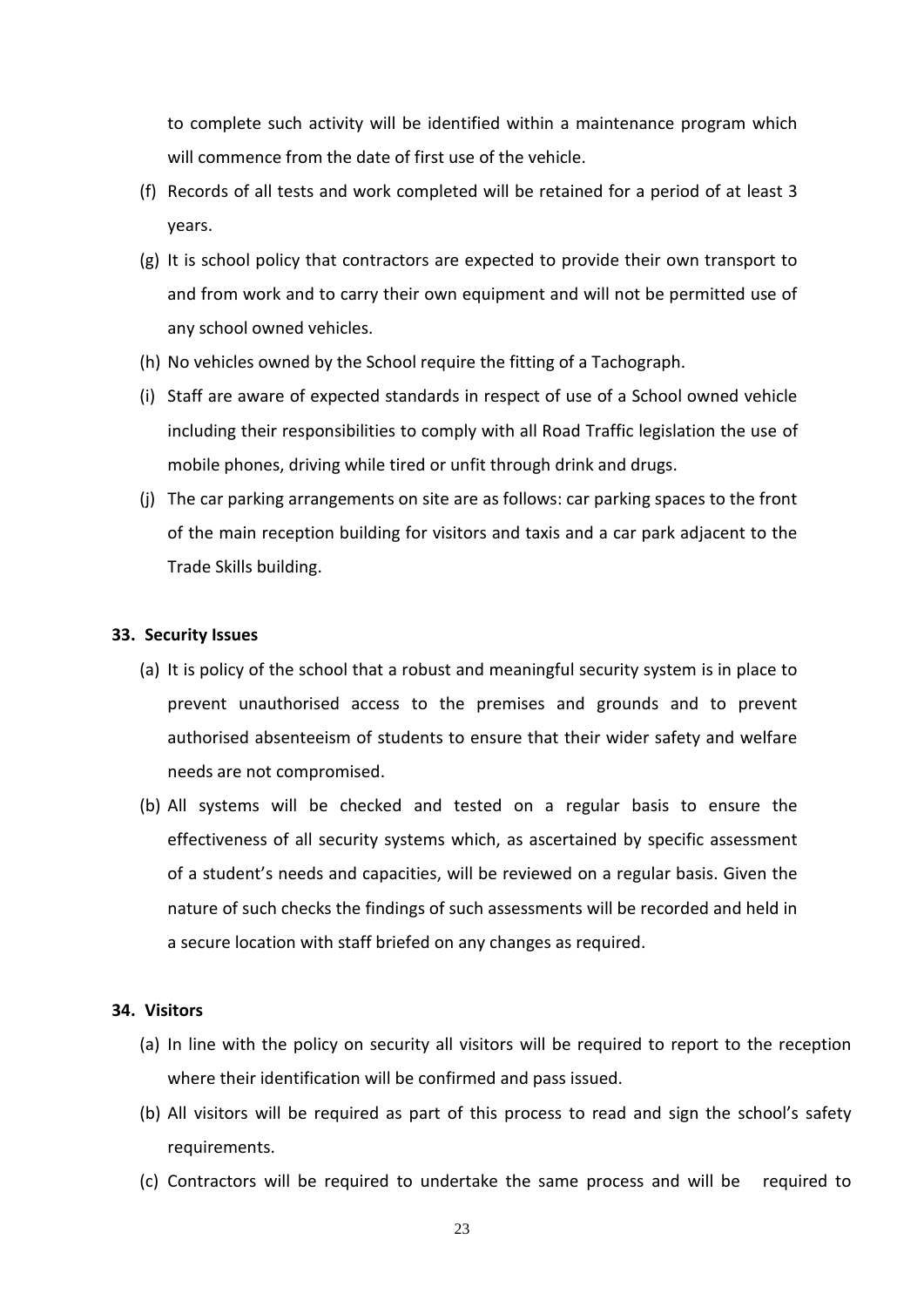to complete such activity will be identified within a maintenance program which will commence from the date of first use of the vehicle.

(f) Records of all tests and work completed will be retained for a period of at least 3 years.

(g) It is school policy that contractors are expected to provide their own transport to and from work and to carry their own equipment and will not be permitted use of any school owned vehicles.

(h) No vehicles owned by the School require the fitting of a Tachograph.

(i) Staff are aware of expected standards in respect of use of a School owned vehicle including their responsibilities to comply with all Road Traffic legislation the use of mobile phones, driving while tired or unfit through drink and drugs.

(j) The car parking arrangements on site are as follows: car parking spaces to the front of the main reception building for visitors and taxis and a car park adjacent to the Trade Skills building.

**33. Security Issues**

(a) It is policy of the school that a robust and meaningful security system is in place to prevent unauthorised access to the premises and grounds and to prevent authorised absenteeism of students to ensure that their wider safety and welfare needs are not compromised.

(b) All systems will be checked and tested on a regular basis to ensure the effectiveness of all security systems which, as ascertained by specific assessment of a student's needs and capacities, will be reviewed on a regular basis. Given the nature of such checks the findings of such assessments will be recorded and held in a secure location with staff briefed on any changes as required.

**34. Visitors**

(a) In line with the policy on security all visitors will be required to report to the reception where their identification will be confirmed and pass issued.

(b) All visitors will be required as part of this process to read and sign the school's safety requirements.

(c) Contractors will be required to undertake the same process and will be required to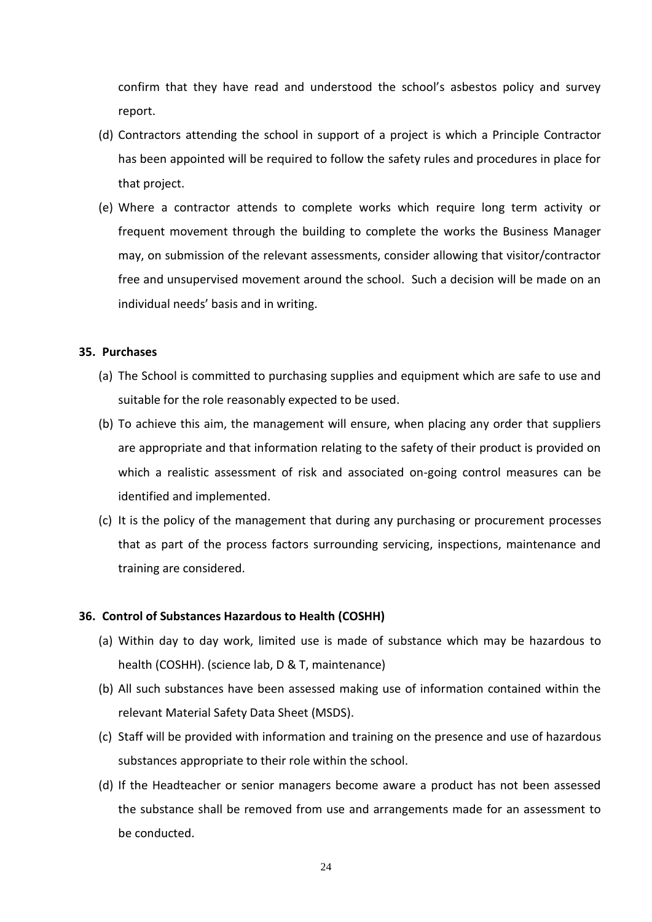confirm that they have read and understood the school's asbestos policy and survey report.

(d) Contractors attending the school in support of a project is which a Principle Contractor has been appointed will be required to follow the safety rules and procedures in place for that project.

(e) Where a contractor attends to complete works which require long term activity or frequent movement through the building to complete the works the Business Manager may, on submission of the relevant assessments, consider allowing that visitor/contractor free and unsupervised movement around the school. Such a decision will be made on an individual needs' basis and in writing.

**35. Purchases**

(a) The School is committed to purchasing supplies and equipment which are safe to use and suitable for the role reasonably expected to be used.

(b) To achieve this aim, the management will ensure, when placing any order that suppliers are appropriate and that information relating to the safety of their product is provided on which a realistic assessment of risk and associated on-going control measures can be identified and implemented.

(c) It is the policy of the management that during any purchasing or procurement processes that as part of the process factors surrounding servicing, inspections, maintenance and training are considered.

**36. Control of Substances Hazardous to Health (COSHH)**

(a) Within day to day work, limited use is made of substance which may be hazardous to health (COSHH). (science lab, D & T, maintenance)

(b) All such substances have been assessed making use of information contained within the relevant Material Safety Data Sheet (MSDS).

(c) Staff will be provided with information and training on the presence and use of hazardous substances appropriate to their role within the school.

(d) If the Headteacher or senior managers become aware a product has not been assessed the substance shall be removed from use and arrangements made for an assessment to be conducted.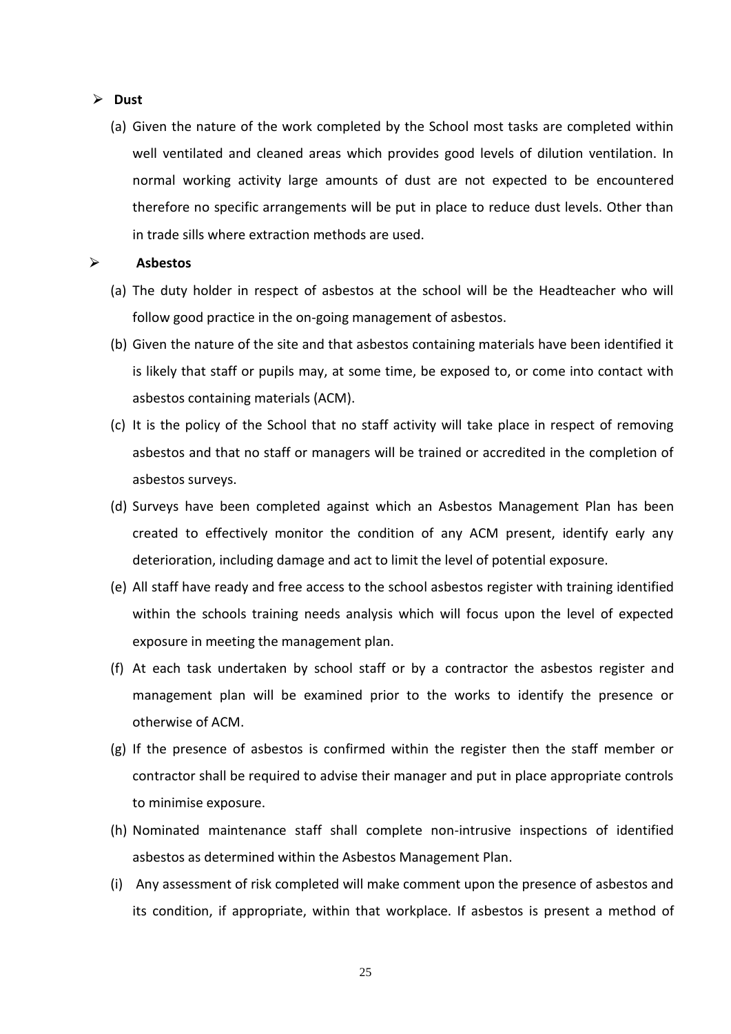- **Dust**

  (a) Given the nature of the work completed by the School most tasks are completed within well ventilated and cleaned areas which provides good levels of dilution ventilation. In normal working activity large amounts of dust are not expected to be encountered therefore no specific arrangements will be put in place to reduce dust levels. Other than in trade sills where extraction methods are used.

- **Asbestos**

  (a) The duty holder in respect of asbestos at the school will be the Headteacher who will follow good practice in the on-going management of asbestos.

  (b) Given the nature of the site and that asbestos containing materials have been identified it is likely that staff or pupils may, at some time, be exposed to, or come into contact with asbestos containing materials (ACM).

  (c) It is the policy of the School that no staff activity will take place in respect of removing asbestos and that no staff or managers will be trained or accredited in the completion of asbestos surveys.

  (d) Surveys have been completed against which an Asbestos Management Plan has been created to effectively monitor the condition of any ACM present, identify early any deterioration, including damage and act to limit the level of potential exposure.

  (e) All staff have ready and free access to the school asbestos register with training identified within the schools training needs analysis which will focus upon the level of expected exposure in meeting the management plan.

  (f) At each task undertaken by school staff or by a contractor the asbestos register and management plan will be examined prior to the works to identify the presence or otherwise of ACM.

  (g) If the presence of asbestos is confirmed within the register then the staff member or contractor shall be required to advise their manager and put in place appropriate controls to minimise exposure.

  (h) Nominated maintenance staff shall complete non-intrusive inspections of identified asbestos as determined within the Asbestos Management Plan.

  (i) Any assessment of risk completed will make comment upon the presence of asbestos and its condition, if appropriate, within that workplace. If asbestos is present a method of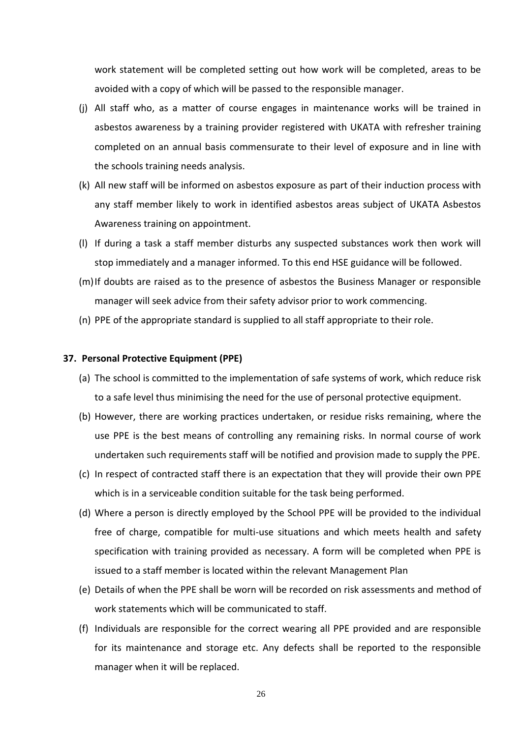work statement will be completed setting out how work will be completed, areas to be avoided with a copy of which will be passed to the responsible manager.

(j) All staff who, as a matter of course engages in maintenance works will be trained in asbestos awareness by a training provider registered with UKATA with refresher training completed on an annual basis commensurate to their level of exposure and in line with the schools training needs analysis.

(k) All new staff will be informed on asbestos exposure as part of their induction process with any staff member likely to work in identified asbestos areas subject of UKATA Asbestos Awareness training on appointment.

(l) If during a task a staff member disturbs any suspected substances work then work will stop immediately and a manager informed. To this end HSE guidance will be followed.

(m) If doubts are raised as to the presence of asbestos the Business Manager or responsible manager will seek advice from their safety advisor prior to work commencing.

(n) PPE of the appropriate standard is supplied to all staff appropriate to their role.

## 37. Personal Protective Equipment (PPE)

(a) The school is committed to the implementation of safe systems of work, which reduce risk to a safe level thus minimising the need for the use of personal protective equipment.

(b) However, there are working practices undertaken, or residue risks remaining, where the use PPE is the best means of controlling any remaining risks. In normal course of work undertaken such requirements staff will be notified and provision made to supply the PPE.

(c) In respect of contracted staff there is an expectation that they will provide their own PPE which is in a serviceable condition suitable for the task being performed.

(d) Where a person is directly employed by the School PPE will be provided to the individual free of charge, compatible for multi-use situations and which meets health and safety specification with training provided as necessary. A form will be completed when PPE is issued to a staff member is located within the relevant Management Plan

(e) Details of when the PPE shall be worn will be recorded on risk assessments and method of work statements which will be communicated to staff.

(f) Individuals are responsible for the correct wearing all PPE provided and are responsible for its maintenance and storage etc. Any defects shall be reported to the responsible manager when it will be replaced.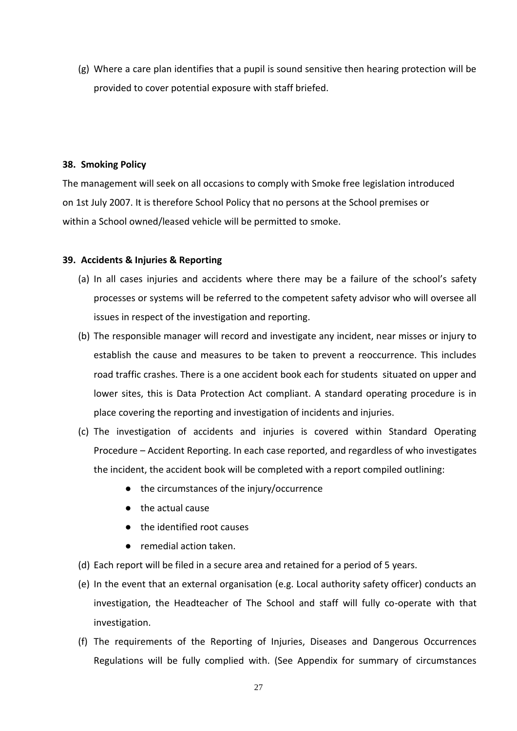(g) Where a care plan identifies that a pupil is sound sensitive then hearing protection will be provided to cover potential exposure with staff briefed.

**38. Smoking Policy**

The management will seek on all occasions to comply with Smoke free legislation introduced on 1st July 2007. It is therefore School Policy that no persons at the School premises or within a School owned/leased vehicle will be permitted to smoke.

**39. Accidents & Injuries & Reporting**

(a) In all cases injuries and accidents where there may be a failure of the school's safety processes or systems will be referred to the competent safety advisor who will oversee all issues in respect of the investigation and reporting.

(b) The responsible manager will record and investigate any incident, near misses or injury to establish the cause and measures to be taken to prevent a reoccurrence. This includes road traffic crashes. There is a one accident book each for students situated on upper and lower sites, this is Data Protection Act compliant. A standard operating procedure is in place covering the reporting and investigation of incidents and injuries.

(c) The investigation of accidents and injuries is covered within Standard Operating Procedure – Accident Reporting. In each case reported, and regardless of who investigates the incident, the accident book will be completed with a report compiled outlining:

- the circumstances of the injury/occurrence
- the actual cause
- the identified root causes
- remedial action taken.

(d) Each report will be filed in a secure area and retained for a period of 5 years.

(e) In the event that an external organisation (e.g. Local authority safety officer) conducts an investigation, the Headteacher of The School and staff will fully co-operate with that investigation.

(f) The requirements of the Reporting of Injuries, Diseases and Dangerous Occurrences Regulations will be fully complied with. (See Appendix for summary of circumstances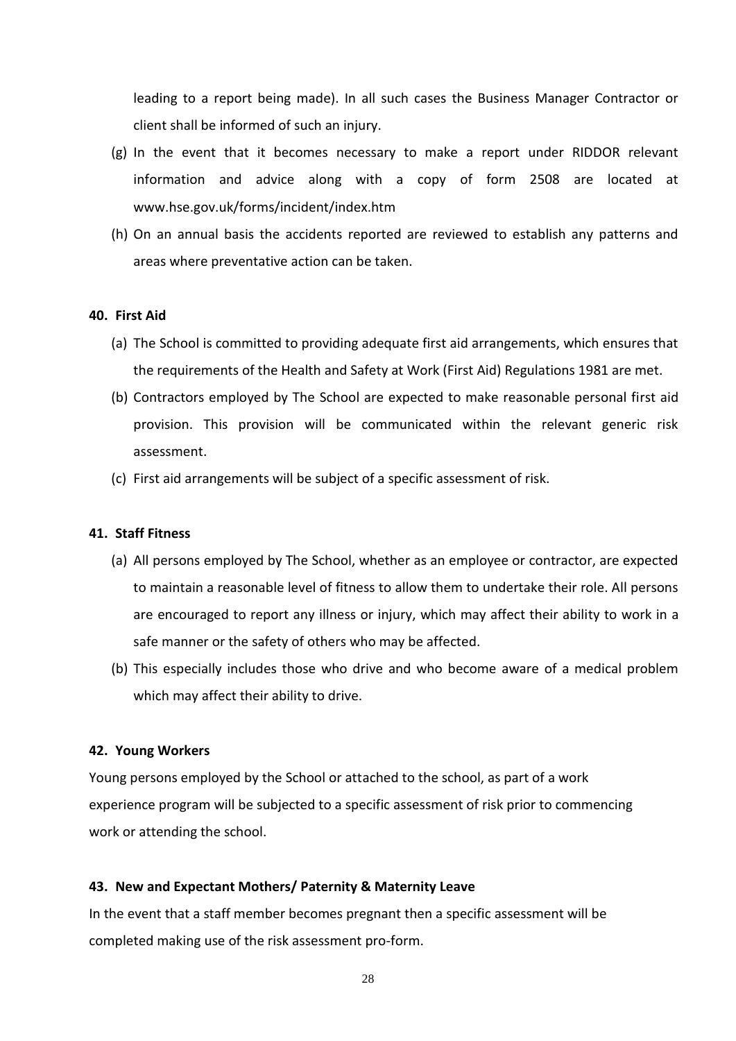leading to a report being made). In all such cases the Business Manager Contractor or client shall be informed of such an injury.

(g) In the event that it becomes necessary to make a report under RIDDOR relevant information and advice along with a copy of form 2508 are located at www.hse.gov.uk/forms/incident/index.htm

(h) On an annual basis the accidents reported are reviewed to establish any patterns and areas where preventative action can be taken.

**40. First Aid**

(a) The School is committed to providing adequate first aid arrangements, which ensures that the requirements of the Health and Safety at Work (First Aid) Regulations 1981 are met.

(b) Contractors employed by The School are expected to make reasonable personal first aid provision. This provision will be communicated within the relevant generic risk assessment.

(c) First aid arrangements will be subject of a specific assessment of risk.

**41. Staff Fitness**

(a) All persons employed by The School, whether as an employee or contractor, are expected to maintain a reasonable level of fitness to allow them to undertake their role. All persons are encouraged to report any illness or injury, which may affect their ability to work in a safe manner or the safety of others who may be affected.

(b) This especially includes those who drive and who become aware of a medical problem which may affect their ability to drive.

**42. Young Workers**

Young persons employed by the School or attached to the school, as part of a work experience program will be subjected to a specific assessment of risk prior to commencing work or attending the school.

**43. New and Expectant Mothers/ Paternity & Maternity Leave**

In the event that a staff member becomes pregnant then a specific assessment will be completed making use of the risk assessment pro-form.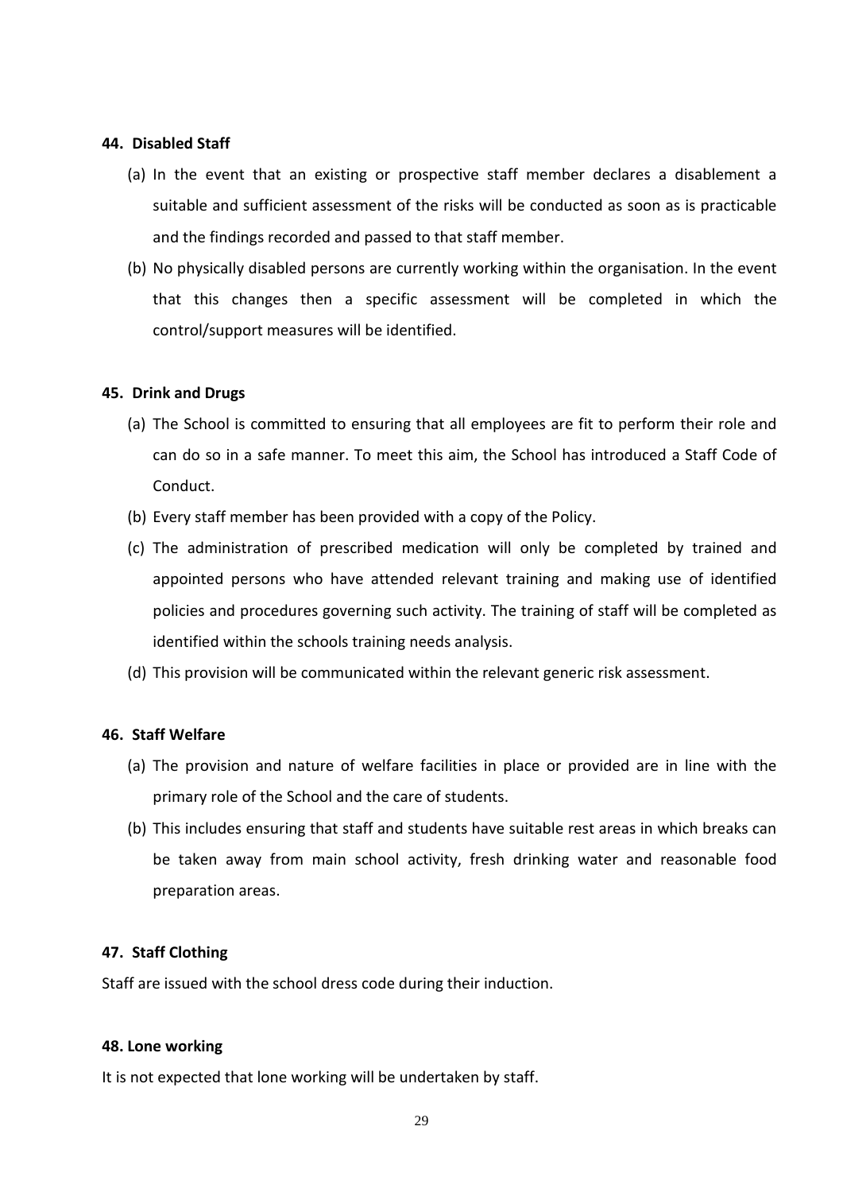**44. Disabled Staff**

(a) In the event that an existing or prospective staff member declares a disablement a suitable and sufficient assessment of the risks will be conducted as soon as is practicable and the findings recorded and passed to that staff member.

(b) No physically disabled persons are currently working within the organisation. In the event that this changes then a specific assessment will be completed in which the control/support measures will be identified.

**45. Drink and Drugs**

(a) The School is committed to ensuring that all employees are fit to perform their role and can do so in a safe manner. To meet this aim, the School has introduced a Staff Code of Conduct.

(b) Every staff member has been provided with a copy of the Policy.

(c) The administration of prescribed medication will only be completed by trained and appointed persons who have attended relevant training and making use of identified policies and procedures governing such activity. The training of staff will be completed as identified within the schools training needs analysis.

(d) This provision will be communicated within the relevant generic risk assessment.

**46. Staff Welfare**

(a) The provision and nature of welfare facilities in place or provided are in line with the primary role of the School and the care of students.

(b) This includes ensuring that staff and students have suitable rest areas in which breaks can be taken away from main school activity, fresh drinking water and reasonable food preparation areas.

**47. Staff Clothing**

Staff are issued with the school dress code during their induction.

**48. Lone working**

It is not expected that lone working will be undertaken by staff.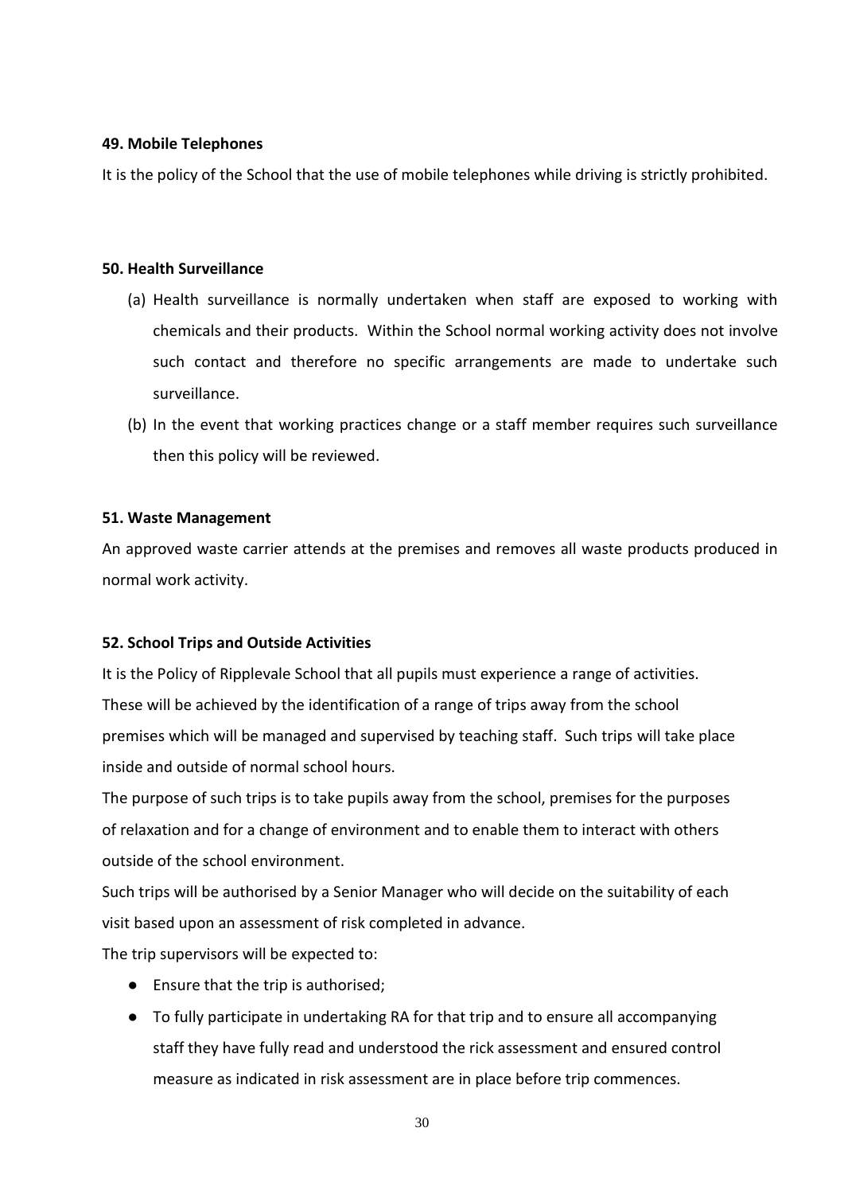**49. Mobile Telephones**

It is the policy of the School that the use of mobile telephones while driving is strictly prohibited.

**50. Health Surveillance**

(a) Health surveillance is normally undertaken when staff are exposed to working with chemicals and their products. Within the School normal working activity does not involve such contact and therefore no specific arrangements are made to undertake such surveillance.

(b) In the event that working practices change or a staff member requires such surveillance then this policy will be reviewed.

**51. Waste Management**

An approved waste carrier attends at the premises and removes all waste products produced in normal work activity.

**52. School Trips and Outside Activities**

It is the Policy of Ripplevale School that all pupils must experience a range of activities. These will be achieved by the identification of a range of trips away from the school premises which will be managed and supervised by teaching staff. Such trips will take place inside and outside of normal school hours.

The purpose of such trips is to take pupils away from the school, premises for the purposes of relaxation and for a change of environment and to enable them to interact with others outside of the school environment.

Such trips will be authorised by a Senior Manager who will decide on the suitability of each visit based upon an assessment of risk completed in advance.

The trip supervisors will be expected to:

- Ensure that the trip is authorised;
- To fully participate in undertaking RA for that trip and to ensure all accompanying staff they have fully read and understood the rick assessment and ensured control measure as indicated in risk assessment are in place before trip commences.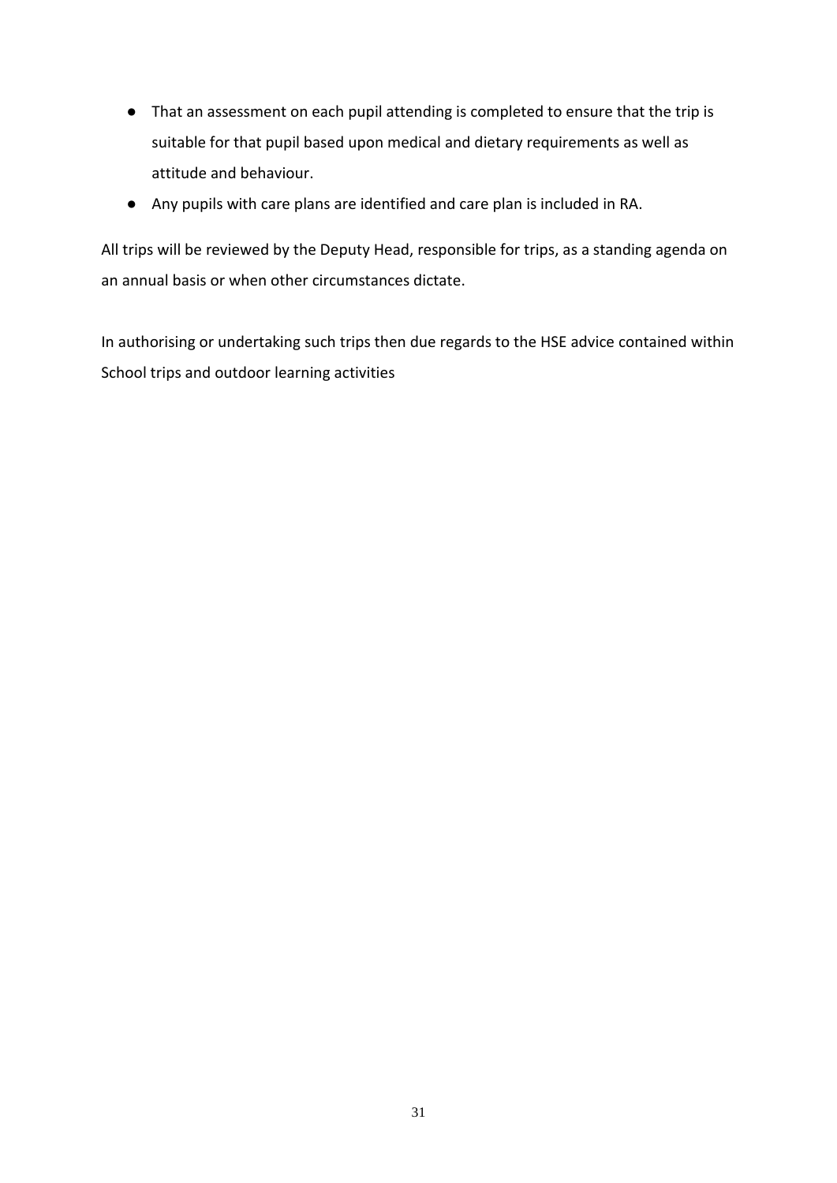- That an assessment on each pupil attending is completed to ensure that the trip is suitable for that pupil based upon medical and dietary requirements as well as attitude and behaviour.
- Any pupils with care plans are identified and care plan is included in RA.

All trips will be reviewed by the Deputy Head, responsible for trips, as a standing agenda on an annual basis or when other circumstances dictate.

In authorising or undertaking such trips then due regards to the HSE advice contained within School trips and outdoor learning activities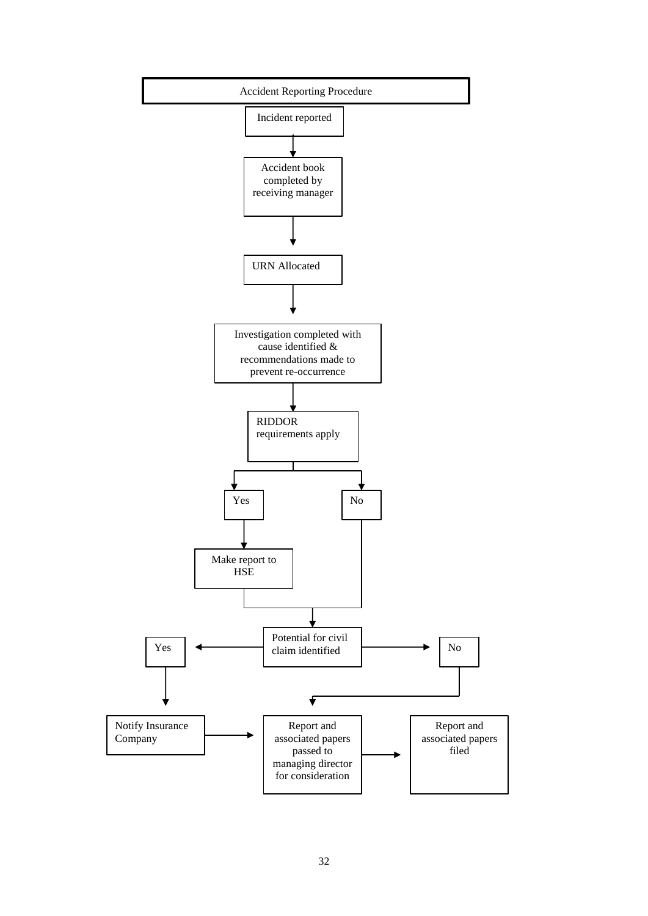# Accident Reporting Procedure

Incident reported

↓

Accident book completed by receiving manager

↓

URN Allocated

↓

Investigation completed with cause identified & recommendations made to prevent re-occurrence

↓

RIDDOR requirements apply

- **Yes** → Make report to HSE → Potential for civil claim identified
- **No** → Potential for civil claim identified

Potential for civil claim identified

- **Yes** → Notify Insurance Company → Report and associated papers passed to managing director for consideration
- **No** → Report and associated papers passed to managing director for consideration

Report and associated papers passed to managing director for consideration

↓

Report and associated papers filed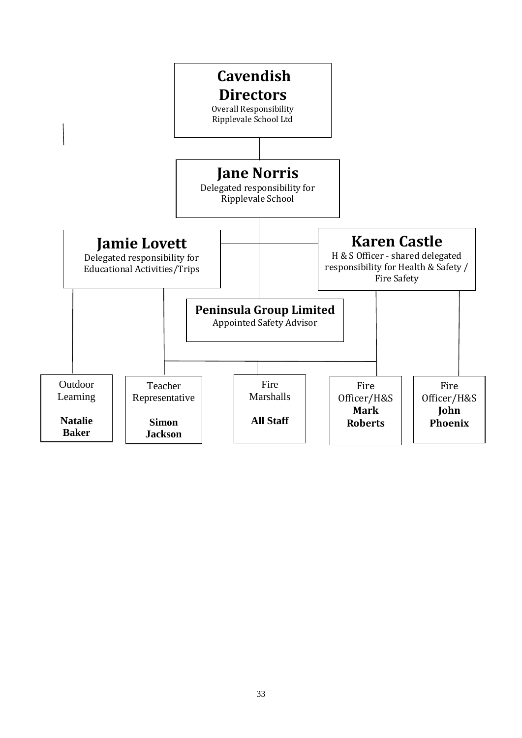**Cavendish Directors**
Overall Responsibility
Ripplevale School Ltd

**Jane Norris**
Delegated responsibility for
Ripplevale School

**Jamie Lovett**
Delegated responsibility for
Educational Activities/Trips

**Karen Castle**
H & S Officer - shared delegated
responsibility for Health & Safety /
Fire Safety

**Peninsula Group Limited**
Appointed Safety Advisor

Outdoor Learning
**Natalie Baker**

Teacher Representative
**Simon Jackson**

Fire Marshalls
**All Staff**

Fire Officer/H&S
**Mark Roberts**

Fire Officer/H&S
**John Phoenix**